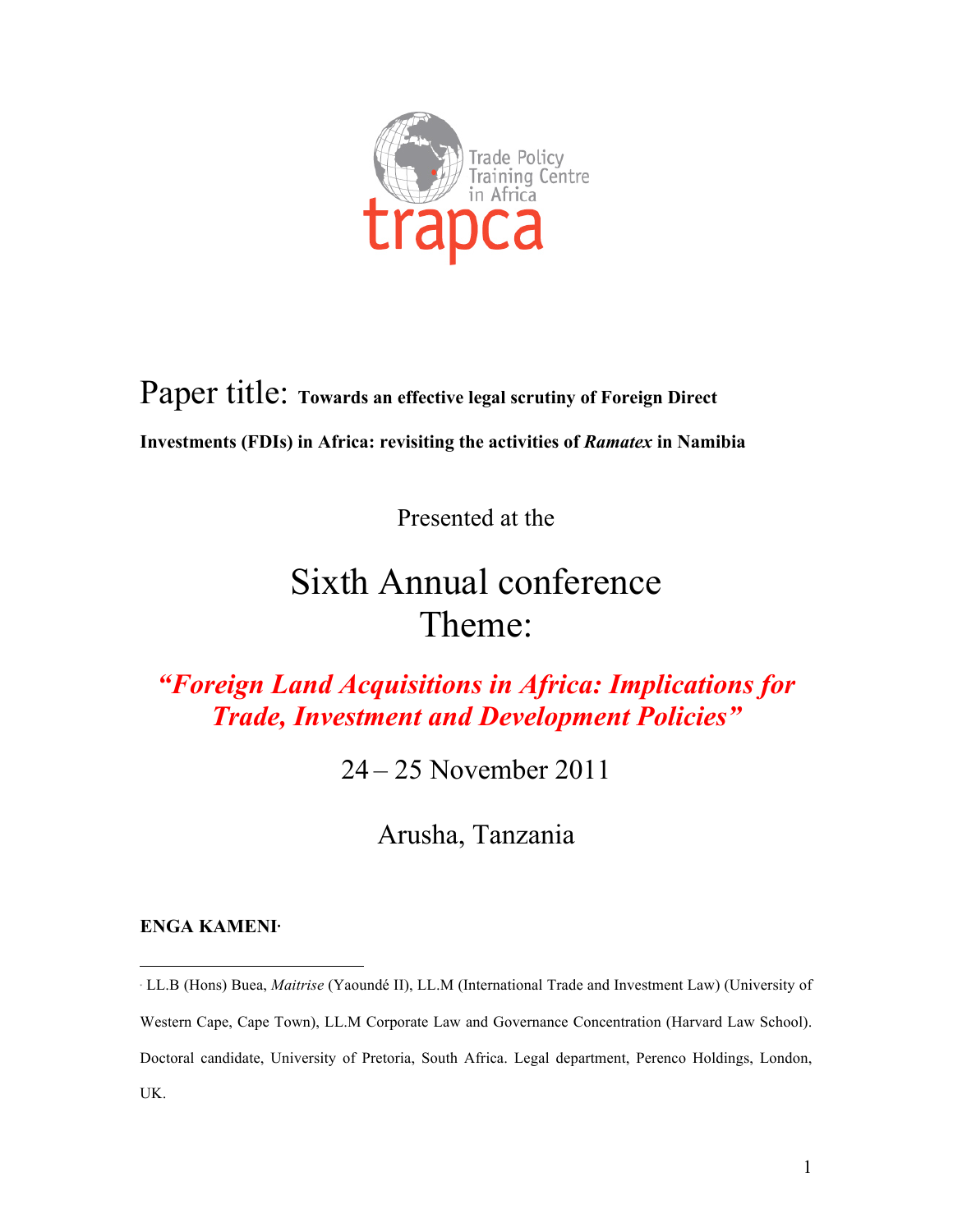Trade Policy Training Centre in Africa

trapca

Paper title: **Towards an effective legal scrutiny of Foreign Direct Investments (FDIs) in Africa: revisiting the activities of *Ramatex* in Namibia**

Presented at the

# Sixth Annual conference Theme:

***"Foreign Land Acquisitions in Africa: Implications for Trade, Investment and Development Policies"***

24 – 25 November 2011

Arusha, Tanzania

**ENGA KAMENI**[·]

---

[·] LL.B (Hons) Buea, *Maitrise* (Yaoundé II), LL.M (International Trade and Investment Law) (University of Western Cape, Cape Town), LL.M Corporate Law and Governance Concentration (Harvard Law School). Doctoral candidate, University of Pretoria, South Africa. Legal department, Perenco Holdings, London, UK.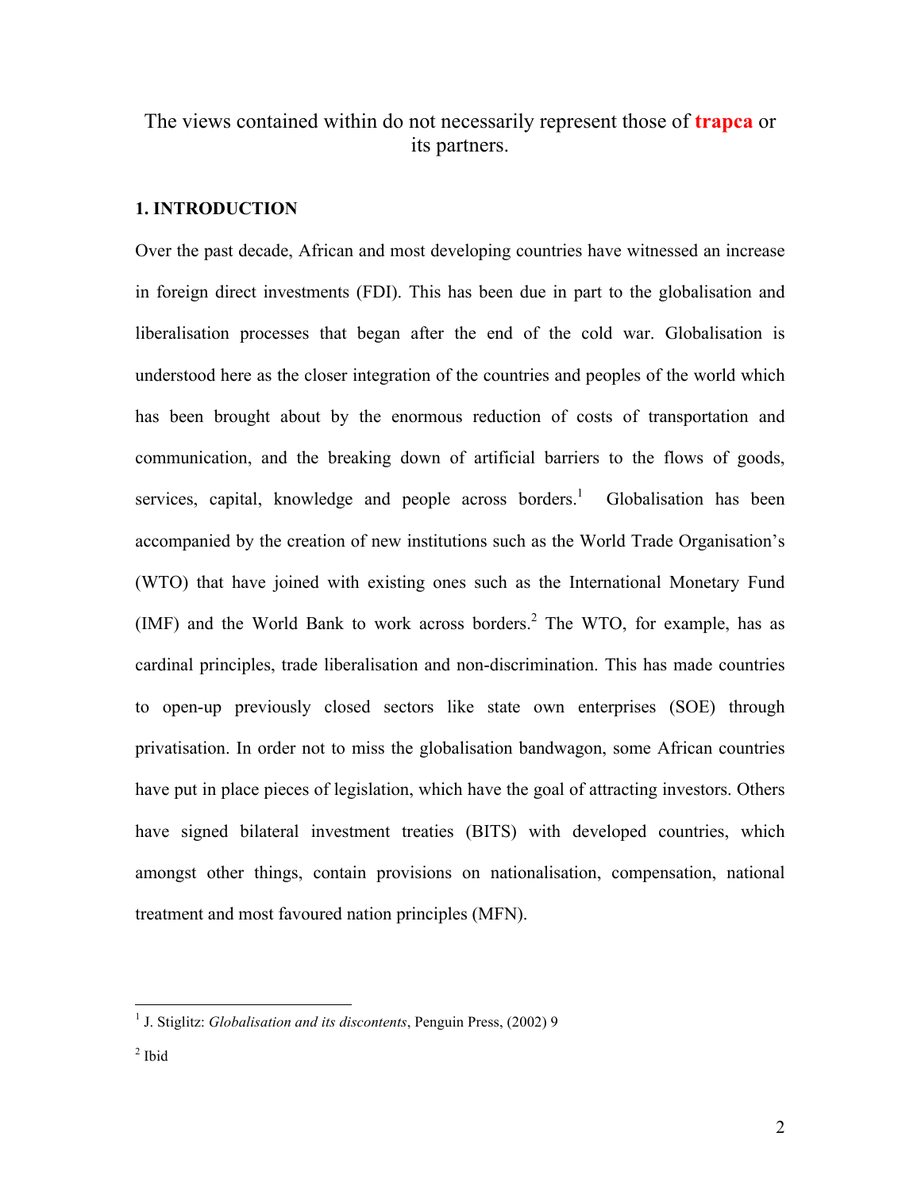The views contained within do not necessarily represent those of **trapca** or its partners.

## 1. INTRODUCTION

Over the past decade, African and most developing countries have witnessed an increase in foreign direct investments (FDI). This has been due in part to the globalisation and liberalisation processes that began after the end of the cold war. Globalisation is understood here as the closer integration of the countries and peoples of the world which has been brought about by the enormous reduction of costs of transportation and communication, and the breaking down of artificial barriers to the flows of goods, services, capital, knowledge and people across borders.[1] Globalisation has been accompanied by the creation of new institutions such as the World Trade Organisation's (WTO) that have joined with existing ones such as the International Monetary Fund (IMF) and the World Bank to work across borders.[2] The WTO, for example, has as cardinal principles, trade liberalisation and non-discrimination. This has made countries to open-up previously closed sectors like state own enterprises (SOE) through privatisation. In order not to miss the globalisation bandwagon, some African countries have put in place pieces of legislation, which have the goal of attracting investors. Others have signed bilateral investment treaties (BITS) with developed countries, which amongst other things, contain provisions on nationalisation, compensation, national treatment and most favoured nation principles (MFN).

---

[1] J. Stiglitz: *Globalisation and its discontents*, Penguin Press, (2002) 9

[2] Ibid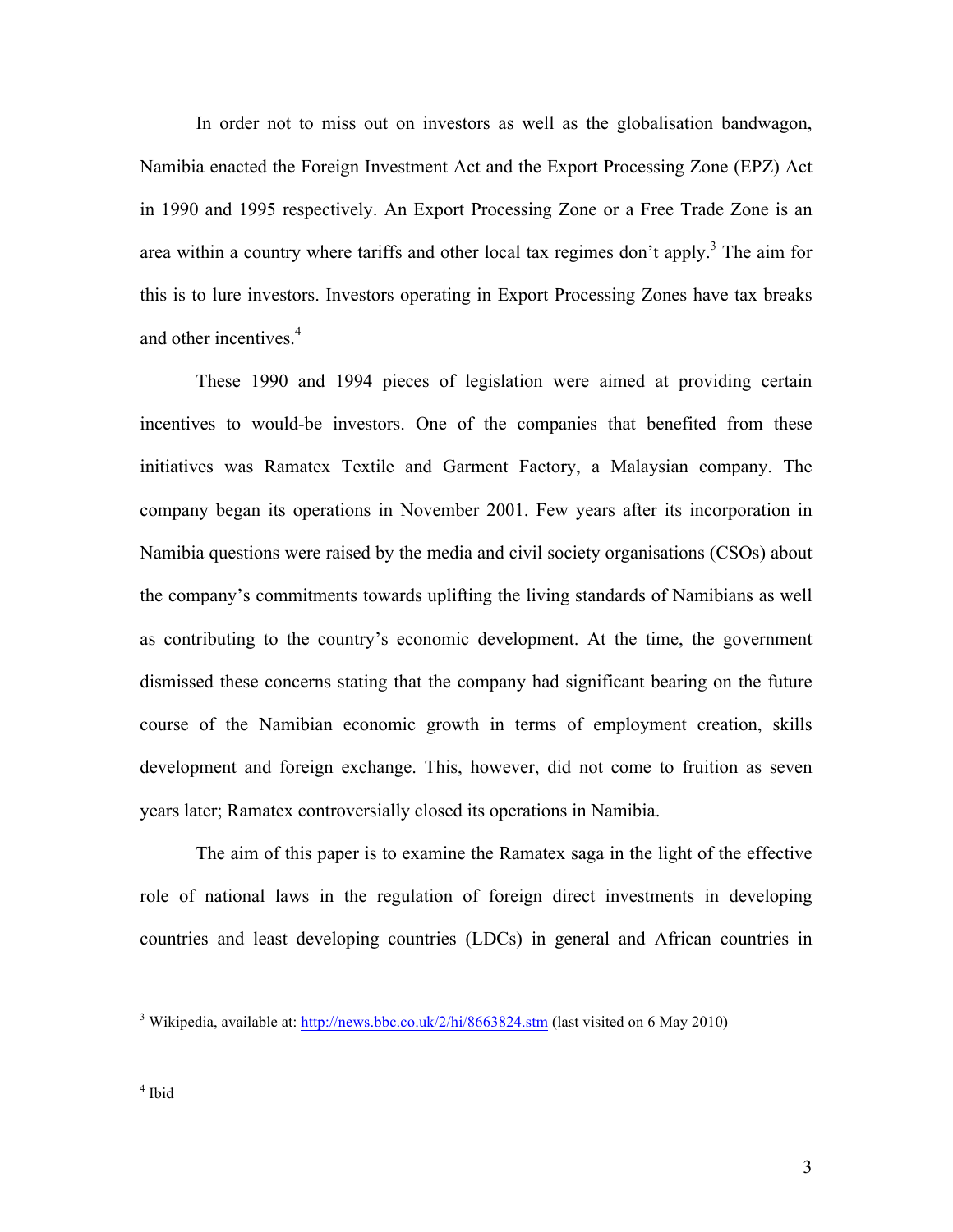In order not to miss out on investors as well as the globalisation bandwagon, Namibia enacted the Foreign Investment Act and the Export Processing Zone (EPZ) Act in 1990 and 1995 respectively. An Export Processing Zone or a Free Trade Zone is an area within a country where tariffs and other local tax regimes don't apply.[3] The aim for this is to lure investors. Investors operating in Export Processing Zones have tax breaks and other incentives.[4]

These 1990 and 1994 pieces of legislation were aimed at providing certain incentives to would-be investors. One of the companies that benefited from these initiatives was Ramatex Textile and Garment Factory, a Malaysian company. The company began its operations in November 2001. Few years after its incorporation in Namibia questions were raised by the media and civil society organisations (CSOs) about the company's commitments towards uplifting the living standards of Namibians as well as contributing to the country's economic development. At the time, the government dismissed these concerns stating that the company had significant bearing on the future course of the Namibian economic growth in terms of employment creation, skills development and foreign exchange. This, however, did not come to fruition as seven years later; Ramatex controversially closed its operations in Namibia.

The aim of this paper is to examine the Ramatex saga in the light of the effective role of national laws in the regulation of foreign direct investments in developing countries and least developing countries (LDCs) in general and African countries in

---

[3] Wikipedia, available at: http://news.bbc.co.uk/2/hi/8663824.stm (last visited on 6 May 2010)

[4] Ibid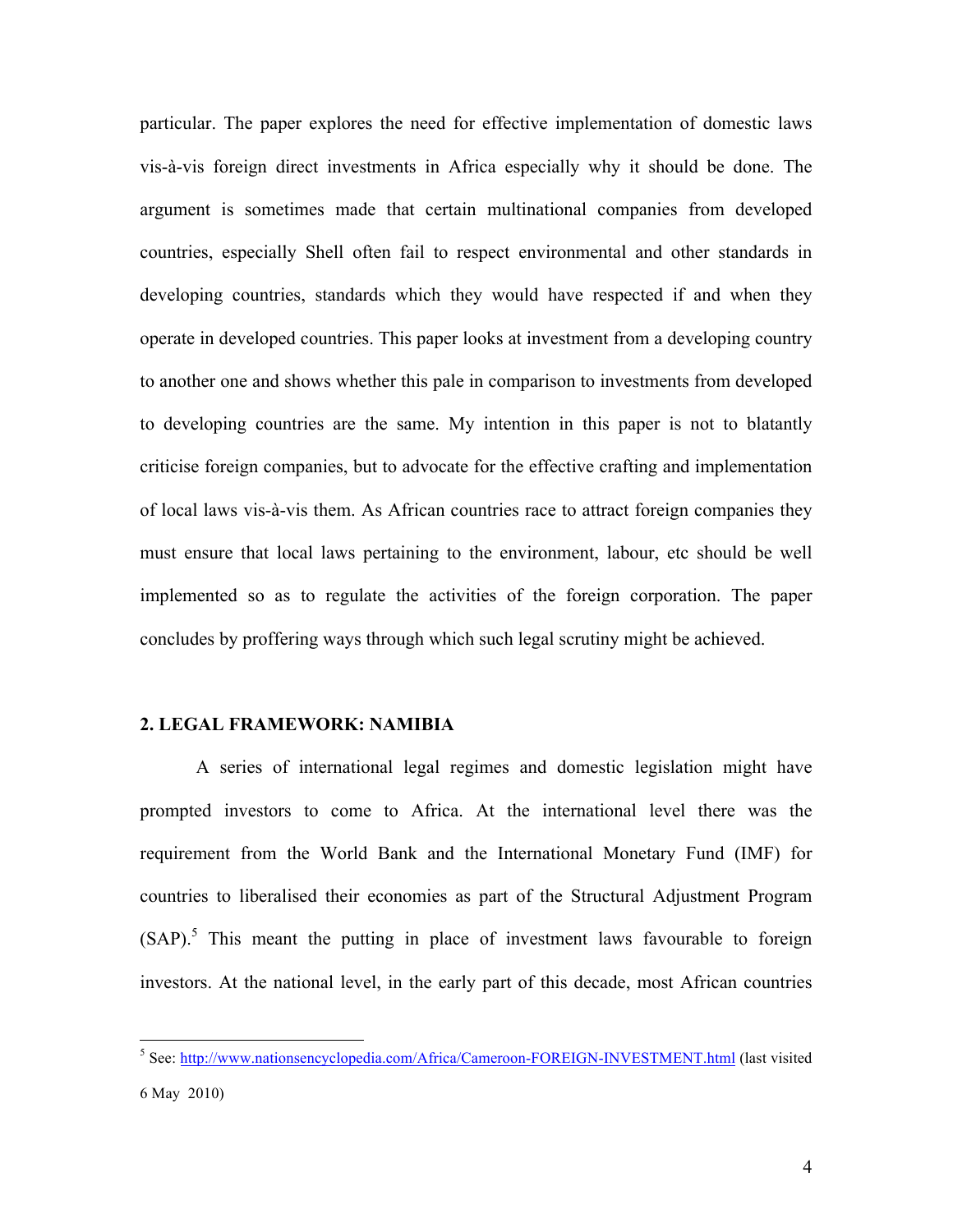particular. The paper explores the need for effective implementation of domestic laws vis-à-vis foreign direct investments in Africa especially why it should be done. The argument is sometimes made that certain multinational companies from developed countries, especially Shell often fail to respect environmental and other standards in developing countries, standards which they would have respected if and when they operate in developed countries. This paper looks at investment from a developing country to another one and shows whether this pale in comparison to investments from developed to developing countries are the same. My intention in this paper is not to blatantly criticise foreign companies, but to advocate for the effective crafting and implementation of local laws vis-à-vis them. As African countries race to attract foreign companies they must ensure that local laws pertaining to the environment, labour, etc should be well implemented so as to regulate the activities of the foreign corporation. The paper concludes by proffering ways through which such legal scrutiny might be achieved.

## 2. LEGAL FRAMEWORK: NAMIBIA

A series of international legal regimes and domestic legislation might have prompted investors to come to Africa. At the international level there was the requirement from the World Bank and the International Monetary Fund (IMF) for countries to liberalised their economies as part of the Structural Adjustment Program (SAP).[5] This meant the putting in place of investment laws favourable to foreign investors. At the national level, in the early part of this decade, most African countries

---

[5] See: http://www.nationsencyclopedia.com/Africa/Cameroon-FOREIGN-INVESTMENT.html (last visited 6 May 2010)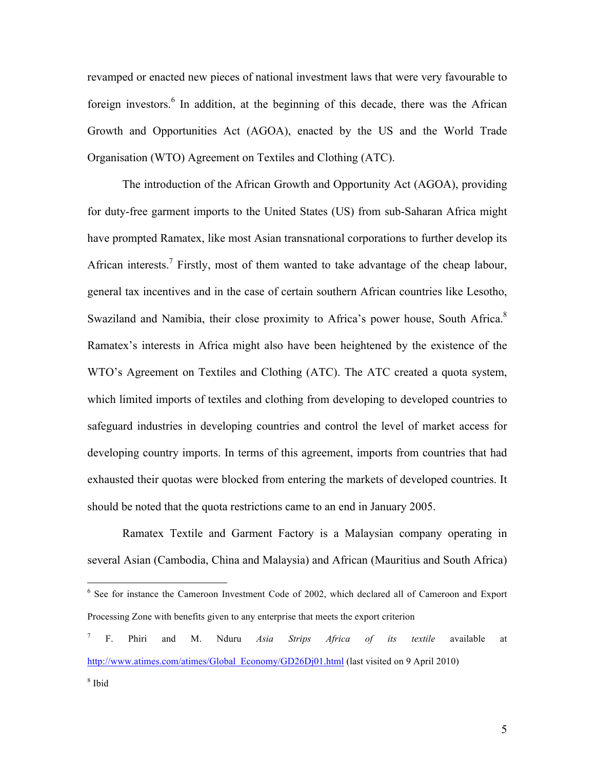revamped or enacted new pieces of national investment laws that were very favourable to foreign investors.[6] In addition, at the beginning of this decade, there was the African Growth and Opportunities Act (AGOA), enacted by the US and the World Trade Organisation (WTO) Agreement on Textiles and Clothing (ATC).

The introduction of the African Growth and Opportunity Act (AGOA), providing for duty-free garment imports to the United States (US) from sub-Saharan Africa might have prompted Ramatex, like most Asian transnational corporations to further develop its African interests.[7] Firstly, most of them wanted to take advantage of the cheap labour, general tax incentives and in the case of certain southern African countries like Lesotho, Swaziland and Namibia, their close proximity to Africa's power house, South Africa.[8] Ramatex's interests in Africa might also have been heightened by the existence of the WTO's Agreement on Textiles and Clothing (ATC). The ATC created a quota system, which limited imports of textiles and clothing from developing to developed countries to safeguard industries in developing countries and control the level of market access for developing country imports. In terms of this agreement, imports from countries that had exhausted their quotas were blocked from entering the markets of developed countries. It should be noted that the quota restrictions came to an end in January 2005.

Ramatex Textile and Garment Factory is a Malaysian company operating in several Asian (Cambodia, China and Malaysia) and African (Mauritius and South Africa)

---

[6] See for instance the Cameroon Investment Code of 2002, which declared all of Cameroon and Export Processing Zone with benefits given to any enterprise that meets the export criterion

[7] F. Phiri and M. Nduru *Asia Strips Africa of its textile* available at http://www.atimes.com/atimes/Global_Economy/GD26Dj01.html (last visited on 9 April 2010)

[8] Ibid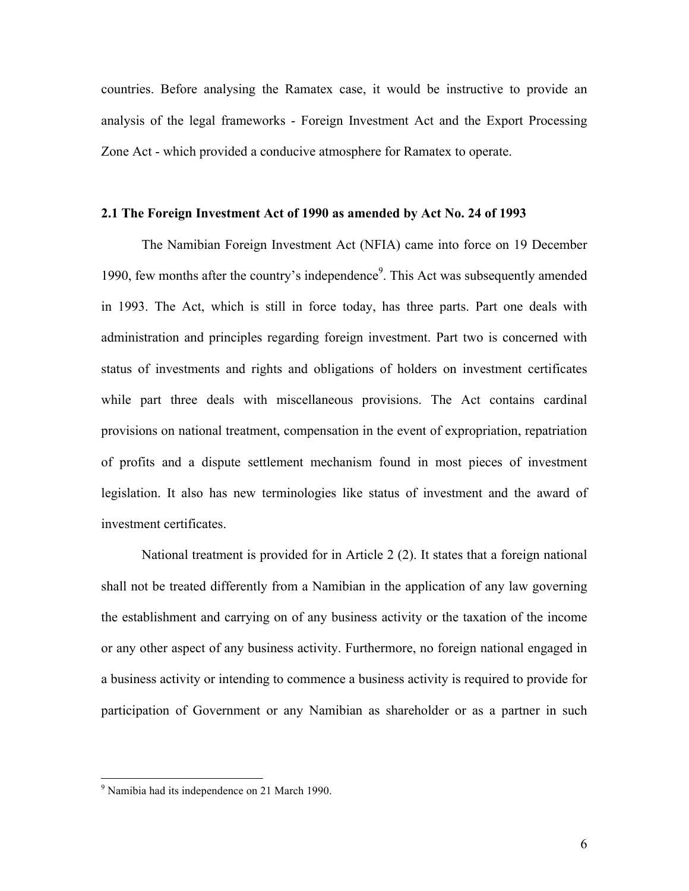countries. Before analysing the Ramatex case, it would be instructive to provide an analysis of the legal frameworks - Foreign Investment Act and the Export Processing Zone Act - which provided a conducive atmosphere for Ramatex to operate.

### 2.1 The Foreign Investment Act of 1990 as amended by Act No. 24 of 1993

The Namibian Foreign Investment Act (NFIA) came into force on 19 December 1990, few months after the country's independence[9]. This Act was subsequently amended in 1993. The Act, which is still in force today, has three parts. Part one deals with administration and principles regarding foreign investment. Part two is concerned with status of investments and rights and obligations of holders on investment certificates while part three deals with miscellaneous provisions. The Act contains cardinal provisions on national treatment, compensation in the event of expropriation, repatriation of profits and a dispute settlement mechanism found in most pieces of investment legislation. It also has new terminologies like status of investment and the award of investment certificates.

National treatment is provided for in Article 2 (2). It states that a foreign national shall not be treated differently from a Namibian in the application of any law governing the establishment and carrying on of any business activity or the taxation of the income or any other aspect of any business activity. Furthermore, no foreign national engaged in a business activity or intending to commence a business activity is required to provide for participation of Government or any Namibian as shareholder or as a partner in such

[9] Namibia had its independence on 21 March 1990.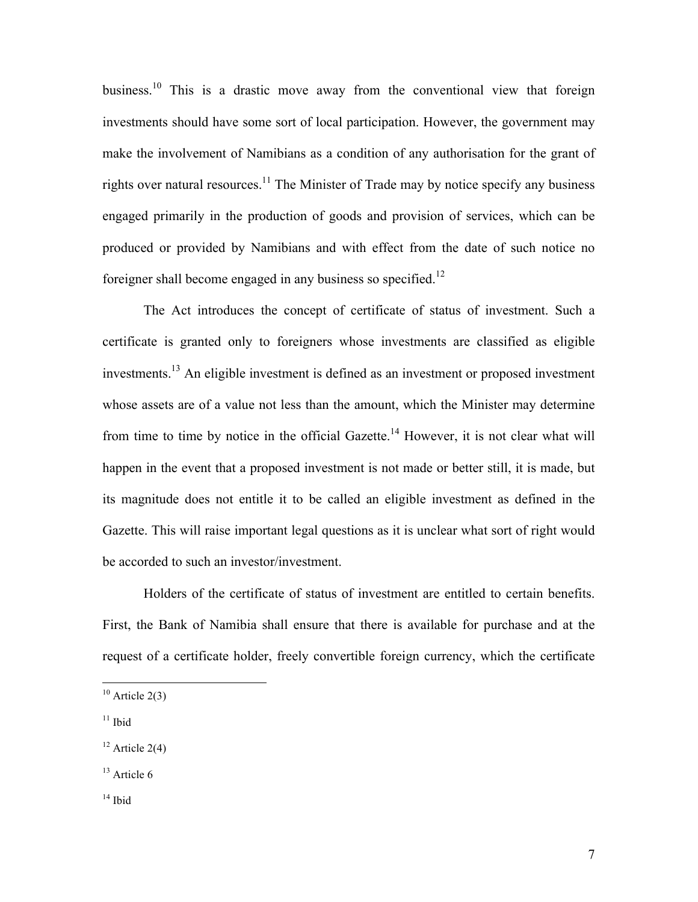business.[10] This is a drastic move away from the conventional view that foreign investments should have some sort of local participation. However, the government may make the involvement of Namibians as a condition of any authorisation for the grant of rights over natural resources.[11] The Minister of Trade may by notice specify any business engaged primarily in the production of goods and provision of services, which can be produced or provided by Namibians and with effect from the date of such notice no foreigner shall become engaged in any business so specified.[12]

The Act introduces the concept of certificate of status of investment. Such a certificate is granted only to foreigners whose investments are classified as eligible investments.[13] An eligible investment is defined as an investment or proposed investment whose assets are of a value not less than the amount, which the Minister may determine from time to time by notice in the official Gazette.[14] However, it is not clear what will happen in the event that a proposed investment is not made or better still, it is made, but its magnitude does not entitle it to be called an eligible investment as defined in the Gazette. This will raise important legal questions as it is unclear what sort of right would be accorded to such an investor/investment.

Holders of the certificate of status of investment are entitled to certain benefits. First, the Bank of Namibia shall ensure that there is available for purchase and at the request of a certificate holder, freely convertible foreign currency, which the certificate

---

[10] Article 2(3)

[11] Ibid

[12] Article 2(4)

[13] Article 6

[14] Ibid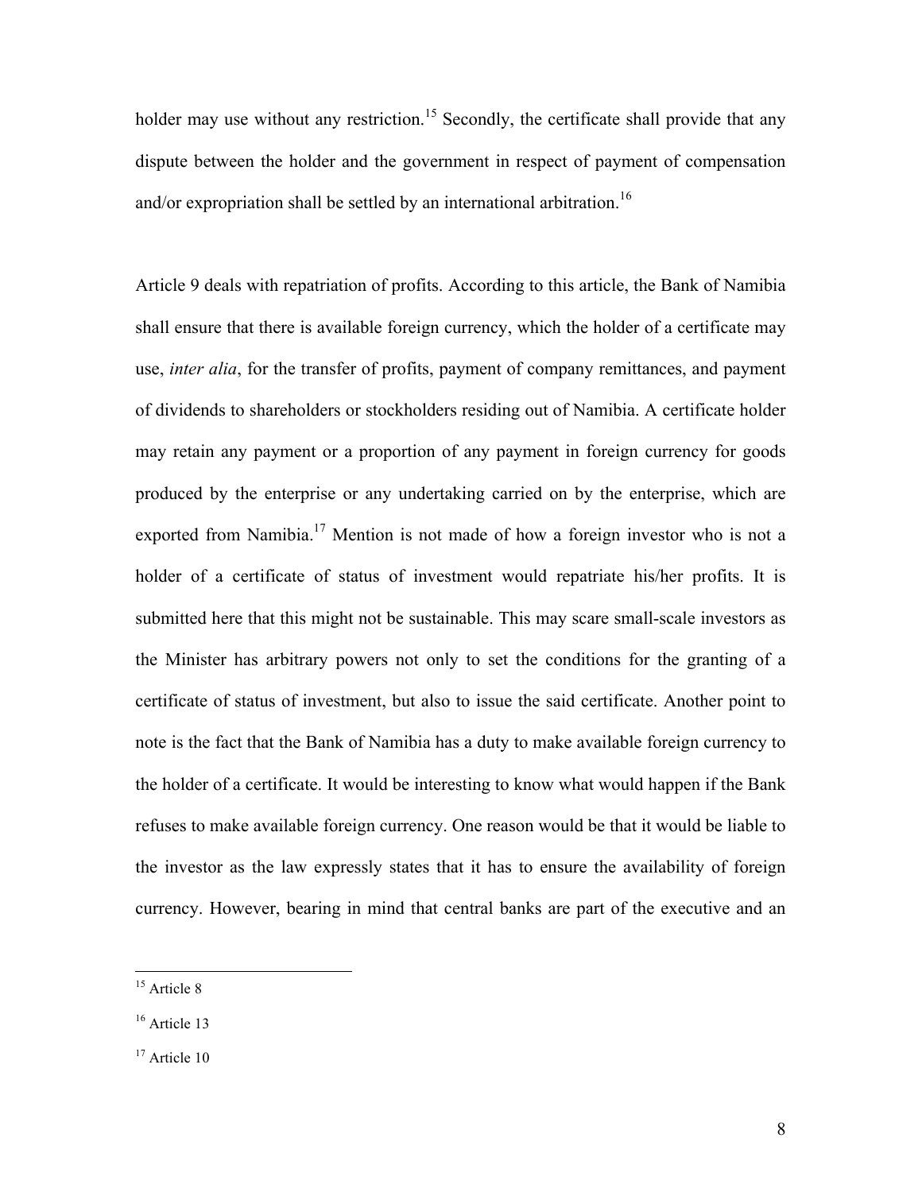holder may use without any restriction.[15] Secondly, the certificate shall provide that any dispute between the holder and the government in respect of payment of compensation and/or expropriation shall be settled by an international arbitration.[16]

Article 9 deals with repatriation of profits. According to this article, the Bank of Namibia shall ensure that there is available foreign currency, which the holder of a certificate may use, *inter alia*, for the transfer of profits, payment of company remittances, and payment of dividends to shareholders or stockholders residing out of Namibia. A certificate holder may retain any payment or a proportion of any payment in foreign currency for goods produced by the enterprise or any undertaking carried on by the enterprise, which are exported from Namibia.[17] Mention is not made of how a foreign investor who is not a holder of a certificate of status of investment would repatriate his/her profits. It is submitted here that this might not be sustainable. This may scare small-scale investors as the Minister has arbitrary powers not only to set the conditions for the granting of a certificate of status of investment, but also to issue the said certificate. Another point to note is the fact that the Bank of Namibia has a duty to make available foreign currency to the holder of a certificate. It would be interesting to know what would happen if the Bank refuses to make available foreign currency. One reason would be that it would be liable to the investor as the law expressly states that it has to ensure the availability of foreign currency. However, bearing in mind that central banks are part of the executive and an

---

[15] Article 8

[16] Article 13

[17] Article 10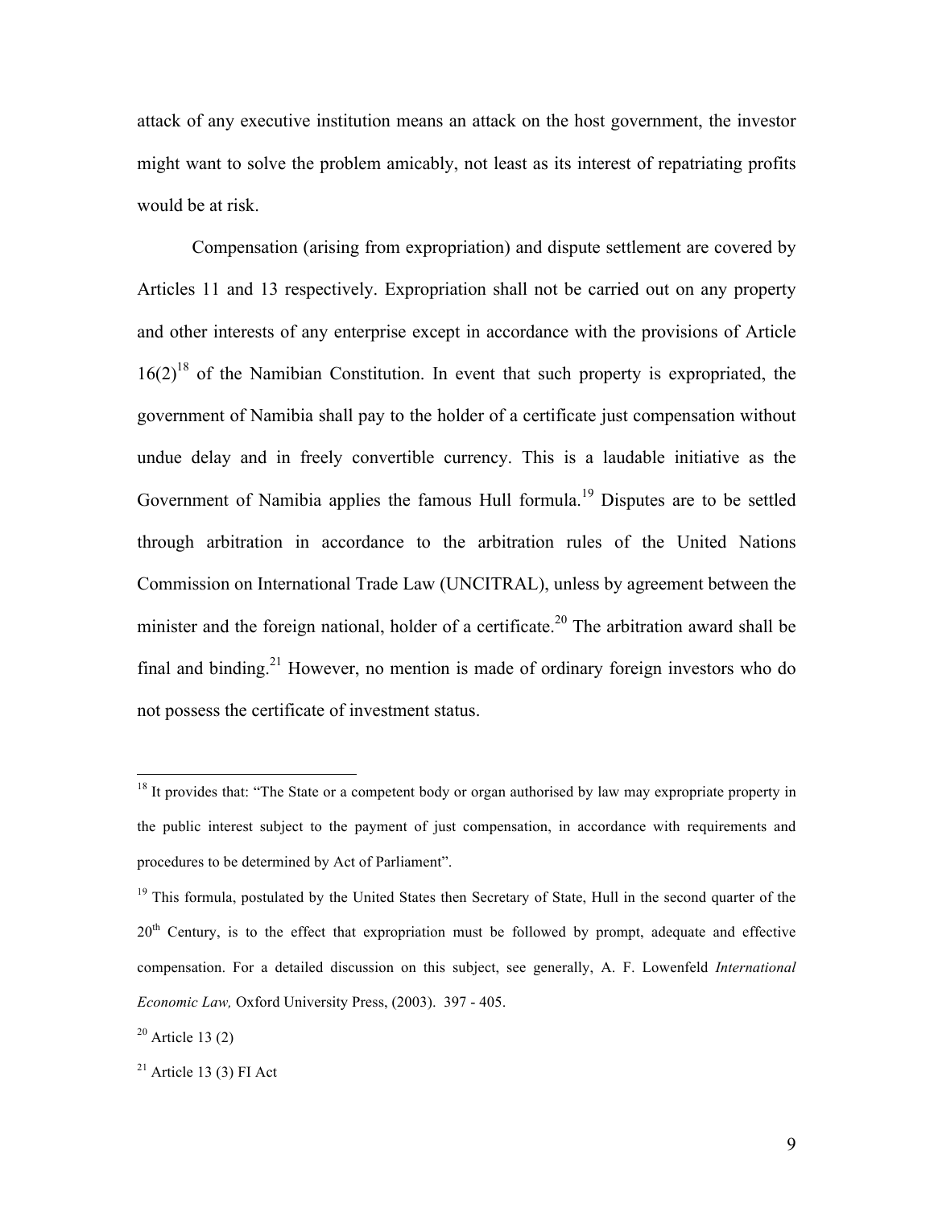attack of any executive institution means an attack on the host government, the investor might want to solve the problem amicably, not least as its interest of repatriating profits would be at risk.

Compensation (arising from expropriation) and dispute settlement are covered by Articles 11 and 13 respectively. Expropriation shall not be carried out on any property and other interests of any enterprise except in accordance with the provisions of Article 16(2)[18] of the Namibian Constitution. In event that such property is expropriated, the government of Namibia shall pay to the holder of a certificate just compensation without undue delay and in freely convertible currency. This is a laudable initiative as the Government of Namibia applies the famous Hull formula.[19] Disputes are to be settled through arbitration in accordance to the arbitration rules of the United Nations Commission on International Trade Law (UNCITRAL), unless by agreement between the minister and the foreign national, holder of a certificate.[20] The arbitration award shall be final and binding.[21] However, no mention is made of ordinary foreign investors who do not possess the certificate of investment status.

---

[18] It provides that: "The State or a competent body or organ authorised by law may expropriate property in the public interest subject to the payment of just compensation, in accordance with requirements and procedures to be determined by Act of Parliament".

[19] This formula, postulated by the United States then Secretary of State, Hull in the second quarter of the 20th Century, is to the effect that expropriation must be followed by prompt, adequate and effective compensation. For a detailed discussion on this subject, see generally, A. F. Lowenfeld *International Economic Law,* Oxford University Press, (2003). 397 - 405.

[20] Article 13 (2)

[21] Article 13 (3) FI Act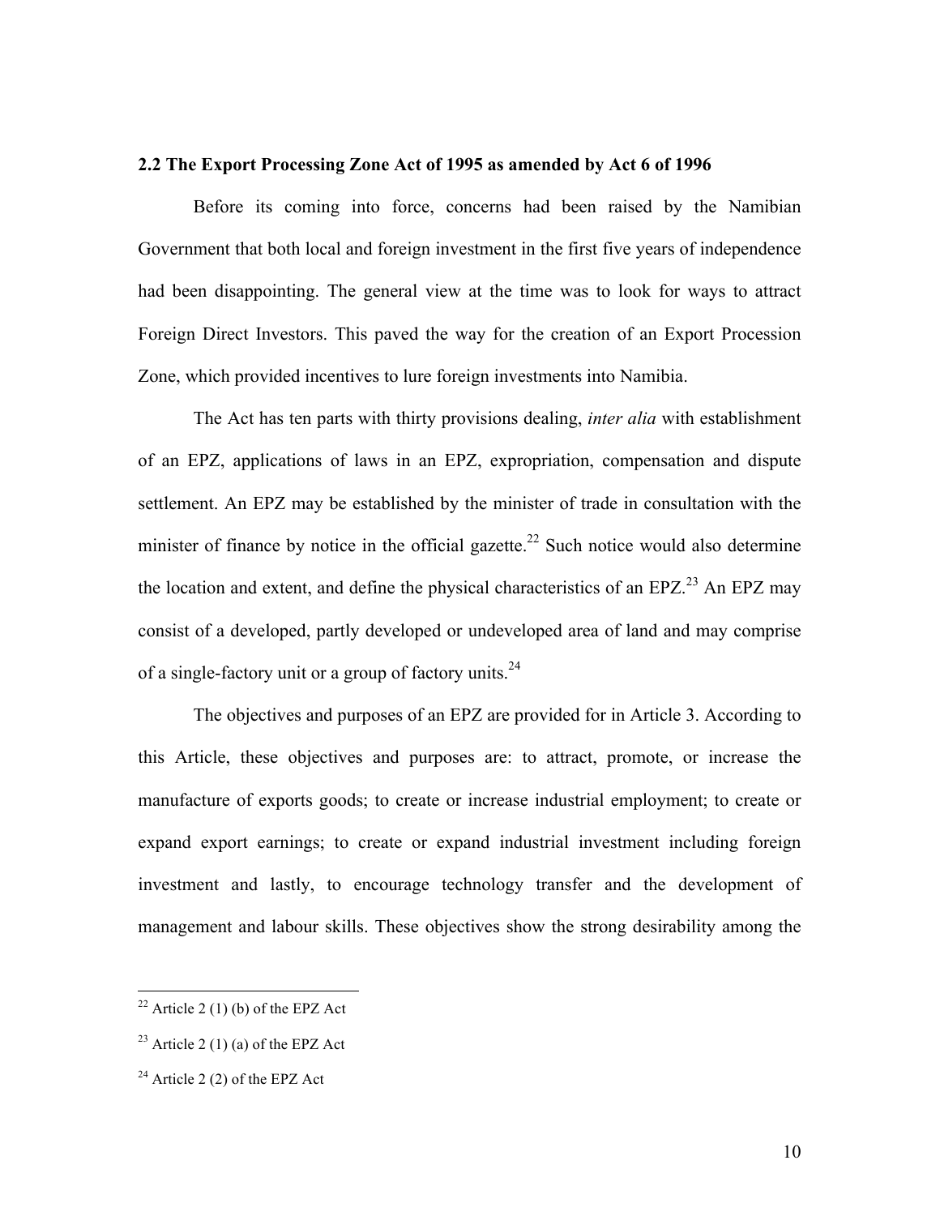**2.2 The Export Processing Zone Act of 1995 as amended by Act 6 of 1996**

Before its coming into force, concerns had been raised by the Namibian Government that both local and foreign investment in the first five years of independence had been disappointing. The general view at the time was to look for ways to attract Foreign Direct Investors. This paved the way for the creation of an Export Procession Zone, which provided incentives to lure foreign investments into Namibia.

The Act has ten parts with thirty provisions dealing, *inter alia* with establishment of an EPZ, applications of laws in an EPZ, expropriation, compensation and dispute settlement. An EPZ may be established by the minister of trade in consultation with the minister of finance by notice in the official gazette.[22] Such notice would also determine the location and extent, and define the physical characteristics of an EPZ.[23] An EPZ may consist of a developed, partly developed or undeveloped area of land and may comprise of a single-factory unit or a group of factory units.[24]

The objectives and purposes of an EPZ are provided for in Article 3. According to this Article, these objectives and purposes are: to attract, promote, or increase the manufacture of exports goods; to create or increase industrial employment; to create or expand export earnings; to create or expand industrial investment including foreign investment and lastly, to encourage technology transfer and the development of management and labour skills. These objectives show the strong desirability among the

[22] Article 2 (1) (b) of the EPZ Act

[23] Article 2 (1) (a) of the EPZ Act

[24] Article 2 (2) of the EPZ Act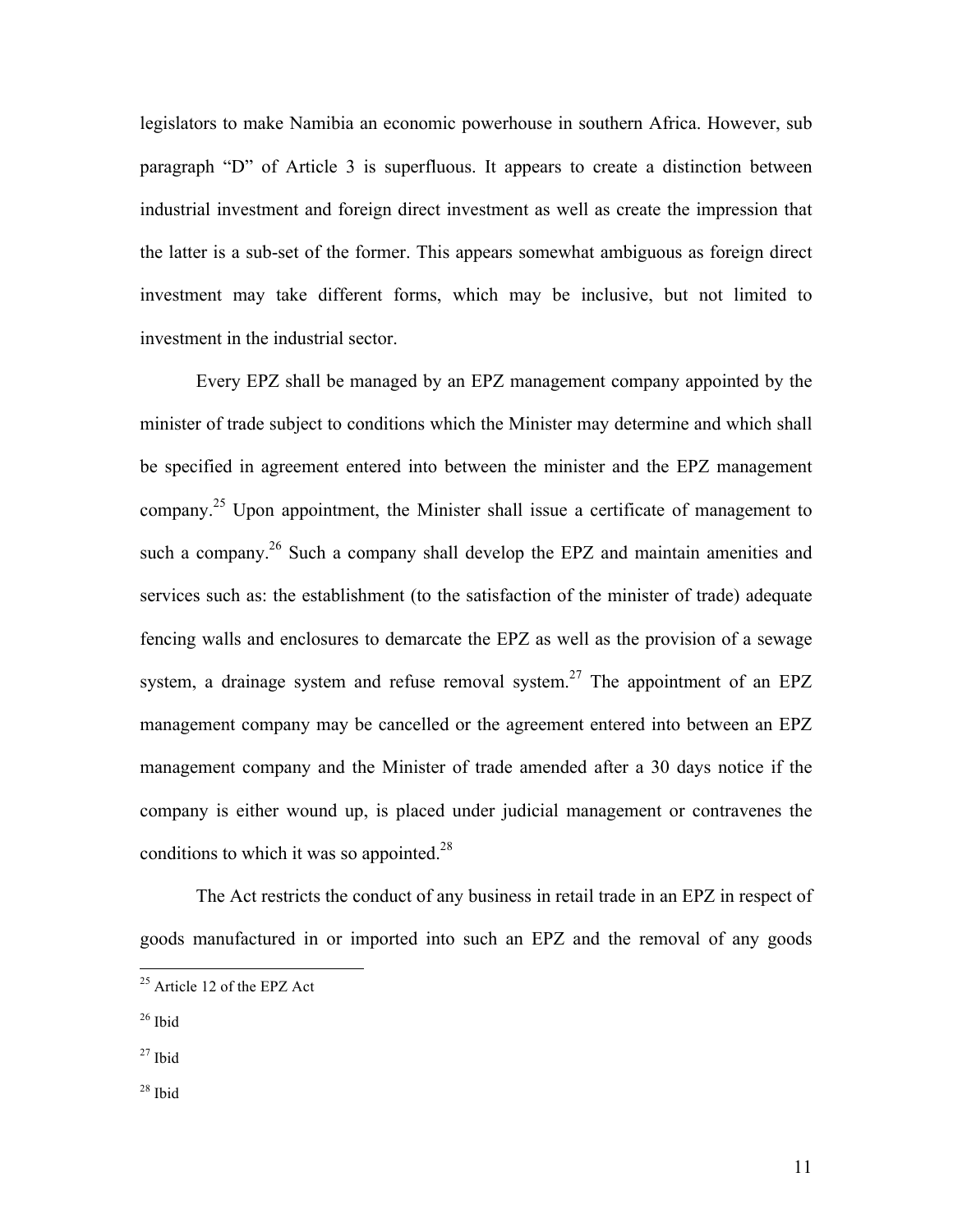legislators to make Namibia an economic powerhouse in southern Africa. However, sub paragraph "D" of Article 3 is superfluous. It appears to create a distinction between industrial investment and foreign direct investment as well as create the impression that the latter is a sub-set of the former. This appears somewhat ambiguous as foreign direct investment may take different forms, which may be inclusive, but not limited to investment in the industrial sector.

Every EPZ shall be managed by an EPZ management company appointed by the minister of trade subject to conditions which the Minister may determine and which shall be specified in agreement entered into between the minister and the EPZ management company.[25] Upon appointment, the Minister shall issue a certificate of management to such a company.[26] Such a company shall develop the EPZ and maintain amenities and services such as: the establishment (to the satisfaction of the minister of trade) adequate fencing walls and enclosures to demarcate the EPZ as well as the provision of a sewage system, a drainage system and refuse removal system.[27] The appointment of an EPZ management company may be cancelled or the agreement entered into between an EPZ management company and the Minister of trade amended after a 30 days notice if the company is either wound up, is placed under judicial management or contravenes the conditions to which it was so appointed.[28]

The Act restricts the conduct of any business in retail trade in an EPZ in respect of goods manufactured in or imported into such an EPZ and the removal of any goods

---

[25] Article 12 of the EPZ Act

[26] Ibid

[27] Ibid

[28] Ibid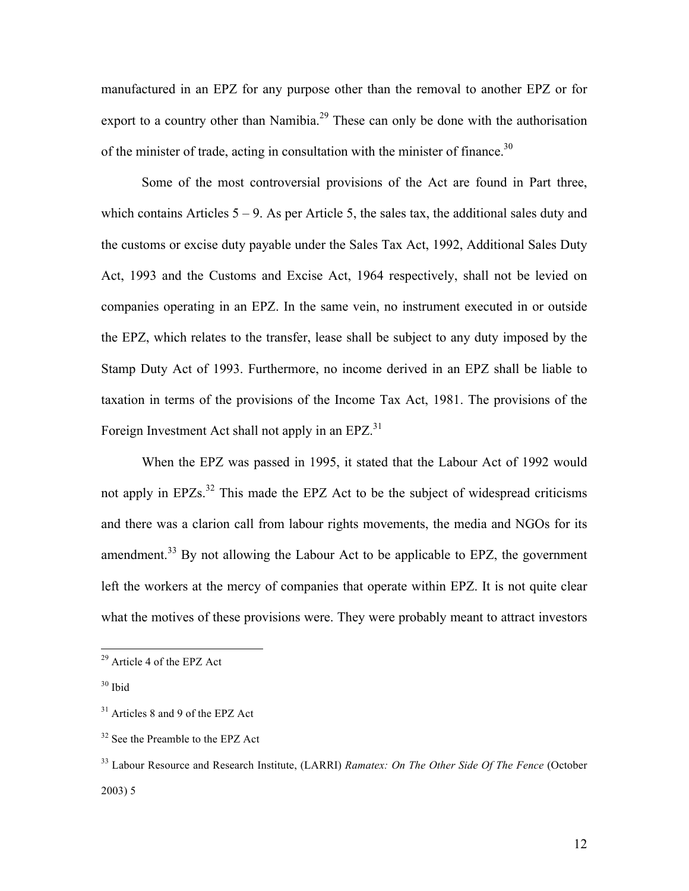manufactured in an EPZ for any purpose other than the removal to another EPZ or for export to a country other than Namibia.[29] These can only be done with the authorisation of the minister of trade, acting in consultation with the minister of finance.[30]

Some of the most controversial provisions of the Act are found in Part three, which contains Articles 5 – 9. As per Article 5, the sales tax, the additional sales duty and the customs or excise duty payable under the Sales Tax Act, 1992, Additional Sales Duty Act, 1993 and the Customs and Excise Act, 1964 respectively, shall not be levied on companies operating in an EPZ. In the same vein, no instrument executed in or outside the EPZ, which relates to the transfer, lease shall be subject to any duty imposed by the Stamp Duty Act of 1993. Furthermore, no income derived in an EPZ shall be liable to taxation in terms of the provisions of the Income Tax Act, 1981. The provisions of the Foreign Investment Act shall not apply in an EPZ.[31]

When the EPZ was passed in 1995, it stated that the Labour Act of 1992 would not apply in EPZs.[32] This made the EPZ Act to be the subject of widespread criticisms and there was a clarion call from labour rights movements, the media and NGOs for its amendment.[33] By not allowing the Labour Act to be applicable to EPZ, the government left the workers at the mercy of companies that operate within EPZ. It is not quite clear what the motives of these provisions were. They were probably meant to attract investors

---

[29] Article 4 of the EPZ Act

[30] Ibid

[31] Articles 8 and 9 of the EPZ Act

[32] See the Preamble to the EPZ Act

[33] Labour Resource and Research Institute, (LARRI) *Ramatex: On The Other Side Of The Fence* (October 2003) 5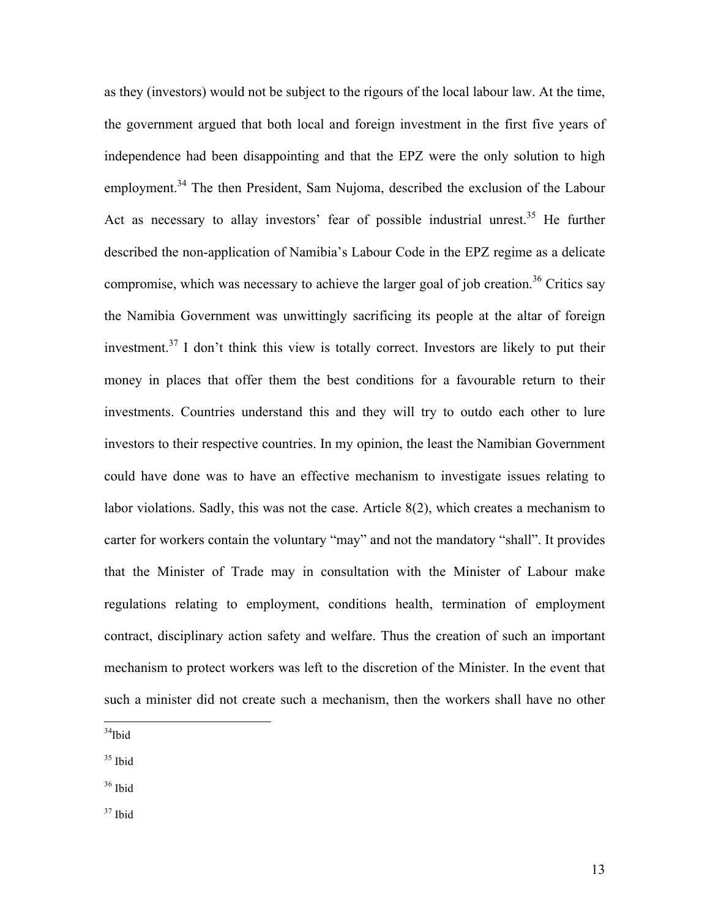as they (investors) would not be subject to the rigours of the local labour law. At the time, the government argued that both local and foreign investment in the first five years of independence had been disappointing and that the EPZ were the only solution to high employment.[34] The then President, Sam Nujoma, described the exclusion of the Labour Act as necessary to allay investors' fear of possible industrial unrest.[35] He further described the non-application of Namibia's Labour Code in the EPZ regime as a delicate compromise, which was necessary to achieve the larger goal of job creation.[36] Critics say the Namibia Government was unwittingly sacrificing its people at the altar of foreign investment.[37] I don't think this view is totally correct. Investors are likely to put their money in places that offer them the best conditions for a favourable return to their investments. Countries understand this and they will try to outdo each other to lure investors to their respective countries. In my opinion, the least the Namibian Government could have done was to have an effective mechanism to investigate issues relating to labor violations. Sadly, this was not the case. Article 8(2), which creates a mechanism to carter for workers contain the voluntary "may" and not the mandatory "shall". It provides that the Minister of Trade may in consultation with the Minister of Labour make regulations relating to employment, conditions health, termination of employment contract, disciplinary action safety and welfare. Thus the creation of such an important mechanism to protect workers was left to the discretion of the Minister. In the event that such a minister did not create such a mechanism, then the workers shall have no other

---

[34] Ibid

[35] Ibid

[36] Ibid

[37] Ibid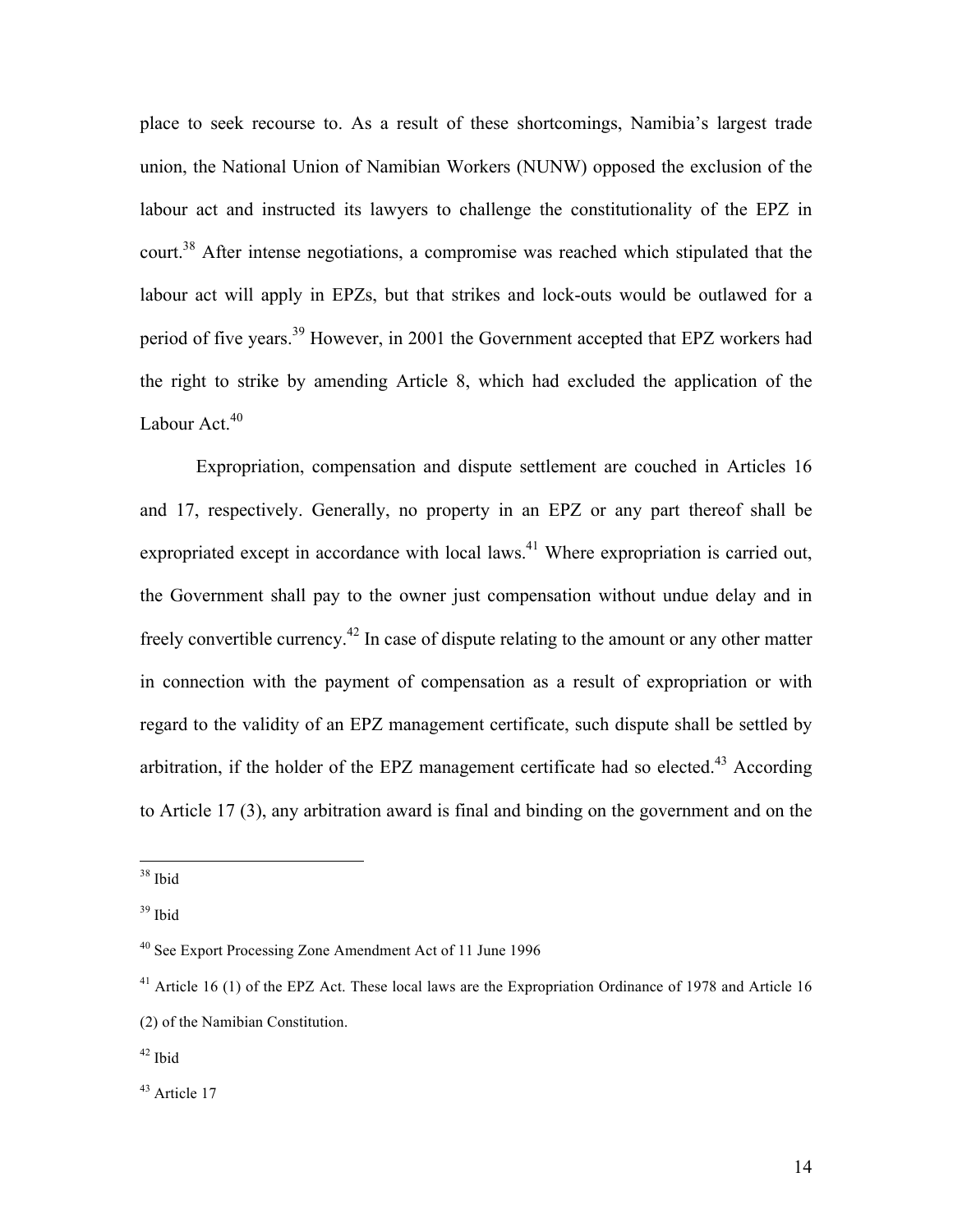place to seek recourse to. As a result of these shortcomings, Namibia's largest trade union, the National Union of Namibian Workers (NUNW) opposed the exclusion of the labour act and instructed its lawyers to challenge the constitutionality of the EPZ in court.[38] After intense negotiations, a compromise was reached which stipulated that the labour act will apply in EPZs, but that strikes and lock-outs would be outlawed for a period of five years.[39] However, in 2001 the Government accepted that EPZ workers had the right to strike by amending Article 8, which had excluded the application of the Labour Act.[40]

Expropriation, compensation and dispute settlement are couched in Articles 16 and 17, respectively. Generally, no property in an EPZ or any part thereof shall be expropriated except in accordance with local laws.[41] Where expropriation is carried out, the Government shall pay to the owner just compensation without undue delay and in freely convertible currency.[42] In case of dispute relating to the amount or any other matter in connection with the payment of compensation as a result of expropriation or with regard to the validity of an EPZ management certificate, such dispute shall be settled by arbitration, if the holder of the EPZ management certificate had so elected.[43] According to Article 17 (3), any arbitration award is final and binding on the government and on the

---

[38] Ibid

[39] Ibid

[40] See Export Processing Zone Amendment Act of 11 June 1996

[41] Article 16 (1) of the EPZ Act. These local laws are the Expropriation Ordinance of 1978 and Article 16 (2) of the Namibian Constitution.

[42] Ibid

[43] Article 17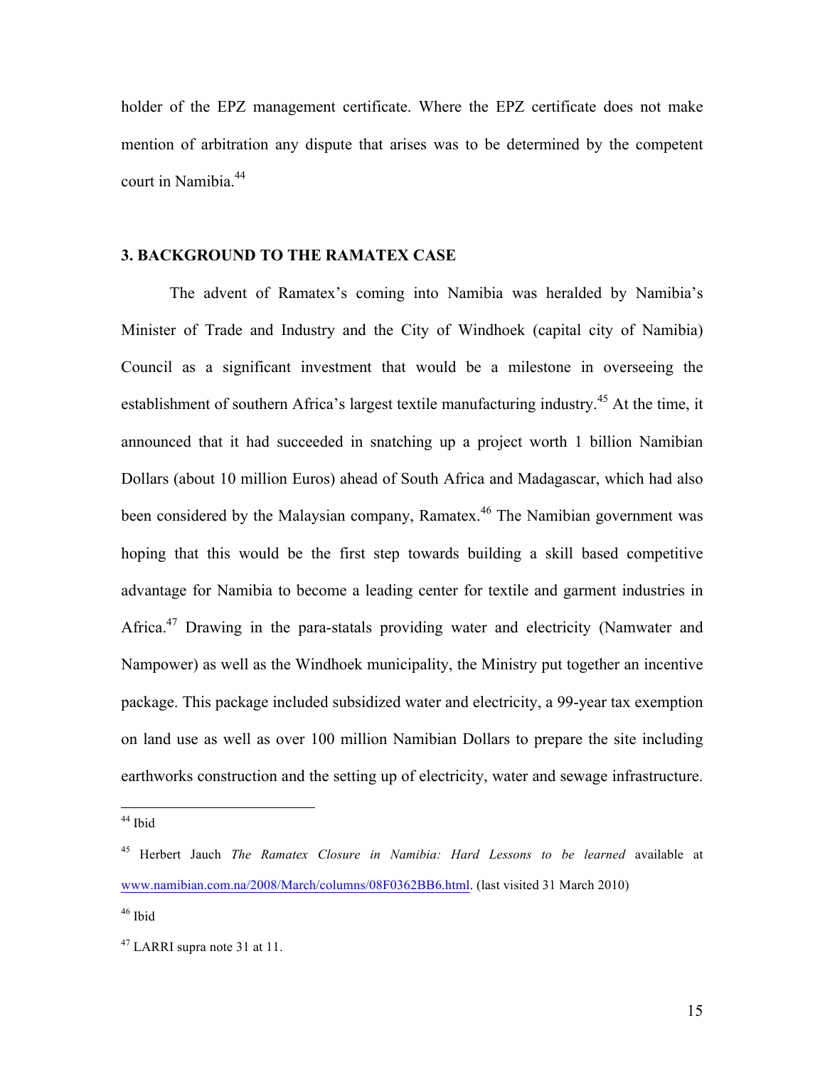holder of the EPZ management certificate. Where the EPZ certificate does not make mention of arbitration any dispute that arises was to be determined by the competent court in Namibia.[44]

## 3. BACKGROUND TO THE RAMATEX CASE

The advent of Ramatex's coming into Namibia was heralded by Namibia's Minister of Trade and Industry and the City of Windhoek (capital city of Namibia) Council as a significant investment that would be a milestone in overseeing the establishment of southern Africa's largest textile manufacturing industry.[45] At the time, it announced that it had succeeded in snatching up a project worth 1 billion Namibian Dollars (about 10 million Euros) ahead of South Africa and Madagascar, which had also been considered by the Malaysian company, Ramatex.[46] The Namibian government was hoping that this would be the first step towards building a skill based competitive advantage for Namibia to become a leading center for textile and garment industries in Africa.[47] Drawing in the para-statals providing water and electricity (Namwater and Nampower) as well as the Windhoek municipality, the Ministry put together an incentive package. This package included subsidized water and electricity, a 99-year tax exemption on land use as well as over 100 million Namibian Dollars to prepare the site including earthworks construction and the setting up of electricity, water and sewage infrastructure.

---

[44] Ibid

[45] Herbert Jauch *The Ramatex Closure in Namibia: Hard Lessons to be learned* available at www.namibian.com.na/2008/March/columns/08F0362BB6.html. (last visited 31 March 2010)

[46] Ibid

[47] LARRI supra note 31 at 11.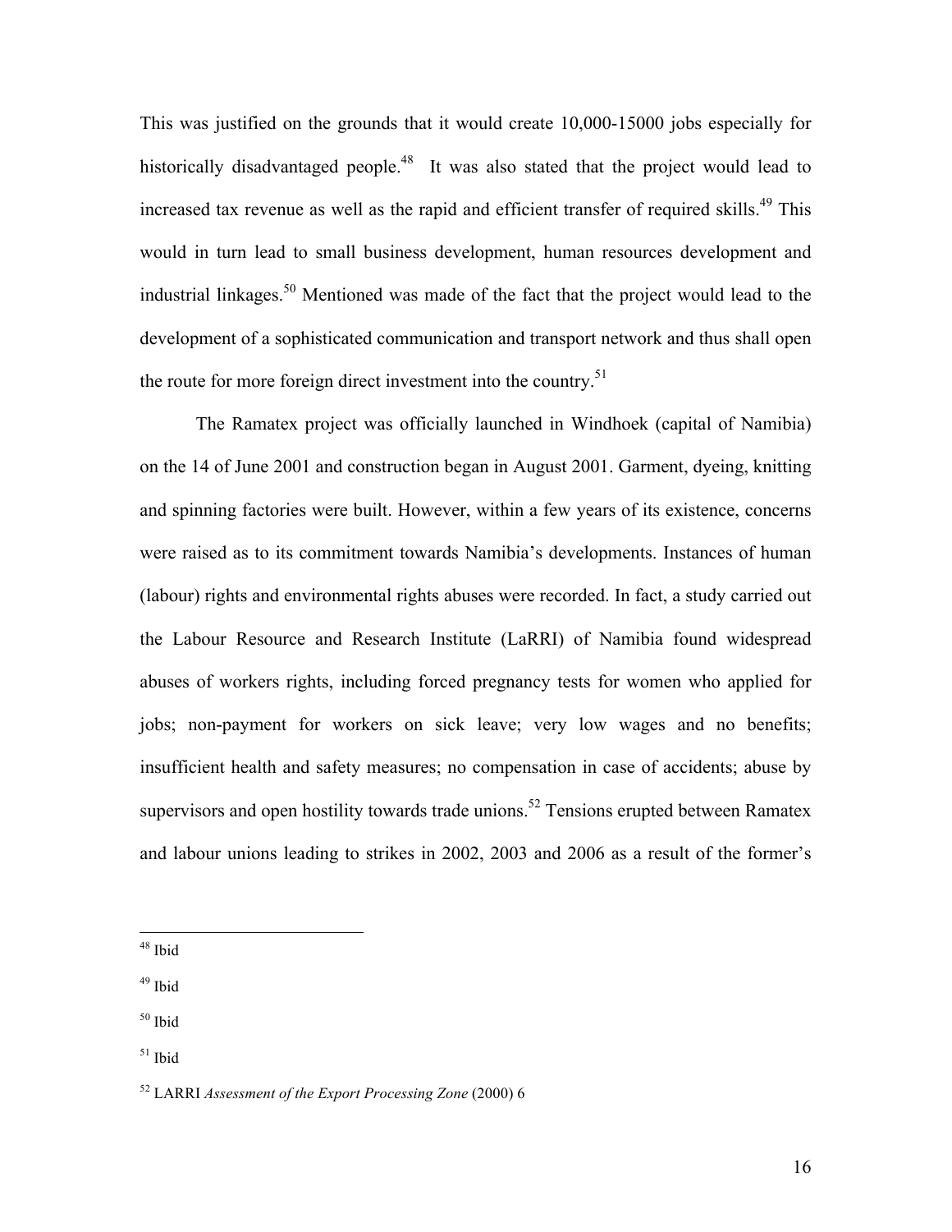This was justified on the grounds that it would create 10,000-15000 jobs especially for historically disadvantaged people.[48] It was also stated that the project would lead to increased tax revenue as well as the rapid and efficient transfer of required skills.[49] This would in turn lead to small business development, human resources development and industrial linkages.[50] Mentioned was made of the fact that the project would lead to the development of a sophisticated communication and transport network and thus shall open the route for more foreign direct investment into the country.[51]

The Ramatex project was officially launched in Windhoek (capital of Namibia) on the 14 of June 2001 and construction began in August 2001. Garment, dyeing, knitting and spinning factories were built. However, within a few years of its existence, concerns were raised as to its commitment towards Namibia's developments. Instances of human (labour) rights and environmental rights abuses were recorded. In fact, a study carried out the Labour Resource and Research Institute (LaRRI) of Namibia found widespread abuses of workers rights, including forced pregnancy tests for women who applied for jobs; non-payment for workers on sick leave; very low wages and no benefits; insufficient health and safety measures; no compensation in case of accidents; abuse by supervisors and open hostility towards trade unions.[52] Tensions erupted between Ramatex and labour unions leading to strikes in 2002, 2003 and 2006 as a result of the former's

---

[48] Ibid

[49] Ibid

[50] Ibid

[51] Ibid

[52] LARRI *Assessment of the Export Processing Zone* (2000) 6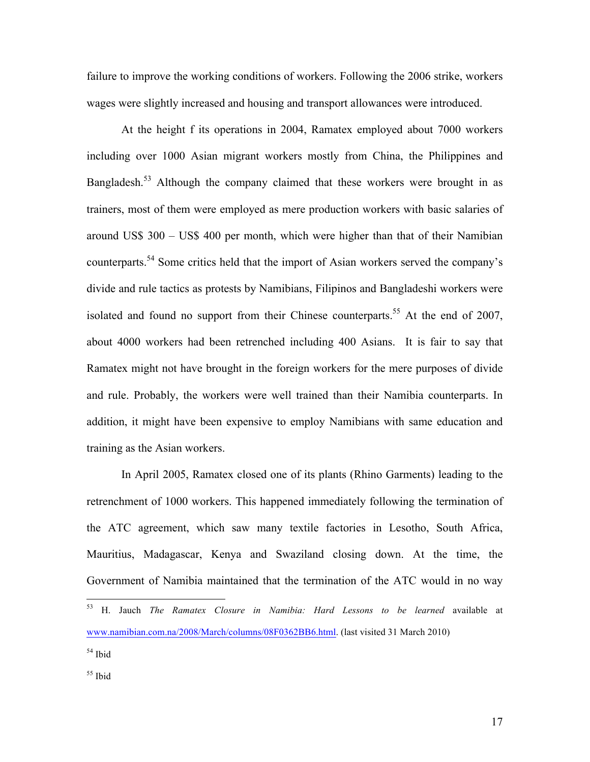failure to improve the working conditions of workers. Following the 2006 strike, workers wages were slightly increased and housing and transport allowances were introduced.

At the height f its operations in 2004, Ramatex employed about 7000 workers including over 1000 Asian migrant workers mostly from China, the Philippines and Bangladesh.[53] Although the company claimed that these workers were brought in as trainers, most of them were employed as mere production workers with basic salaries of around US$ 300 – US$ 400 per month, which were higher than that of their Namibian counterparts.[54] Some critics held that the import of Asian workers served the company's divide and rule tactics as protests by Namibians, Filipinos and Bangladeshi workers were isolated and found no support from their Chinese counterparts.[55] At the end of 2007, about 4000 workers had been retrenched including 400 Asians. It is fair to say that Ramatex might not have brought in the foreign workers for the mere purposes of divide and rule. Probably, the workers were well trained than their Namibia counterparts. In addition, it might have been expensive to employ Namibians with same education and training as the Asian workers.

In April 2005, Ramatex closed one of its plants (Rhino Garments) leading to the retrenchment of 1000 workers. This happened immediately following the termination of the ATC agreement, which saw many textile factories in Lesotho, South Africa, Mauritius, Madagascar, Kenya and Swaziland closing down. At the time, the Government of Namibia maintained that the termination of the ATC would in no way

---

[53] H. Jauch *The Ramatex Closure in Namibia: Hard Lessons to be learned* available at www.namibian.com.na/2008/March/columns/08F0362BB6.html. (last visited 31 March 2010)

[54] Ibid

[55] Ibid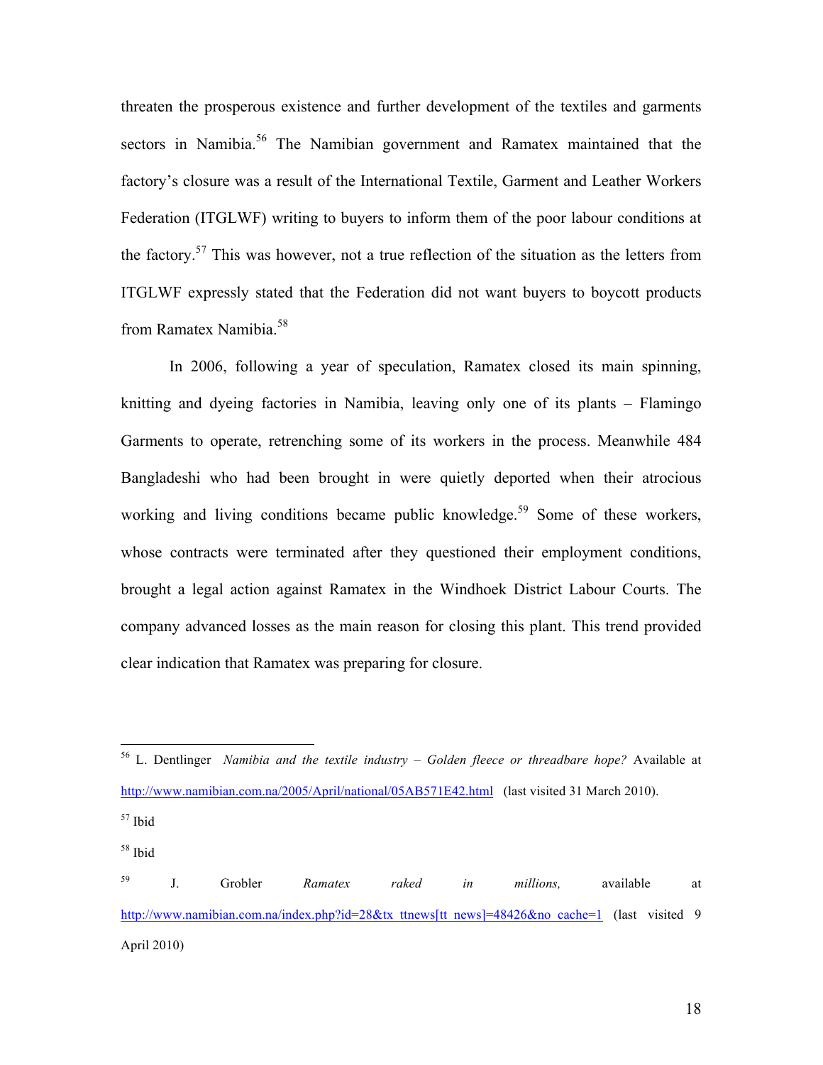threaten the prosperous existence and further development of the textiles and garments sectors in Namibia.[56] The Namibian government and Ramatex maintained that the factory's closure was a result of the International Textile, Garment and Leather Workers Federation (ITGLWF) writing to buyers to inform them of the poor labour conditions at the factory.[57] This was however, not a true reflection of the situation as the letters from ITGLWF expressly stated that the Federation did not want buyers to boycott products from Ramatex Namibia.[58]

In 2006, following a year of speculation, Ramatex closed its main spinning, knitting and dyeing factories in Namibia, leaving only one of its plants – Flamingo Garments to operate, retrenching some of its workers in the process. Meanwhile 484 Bangladeshi who had been brought in were quietly deported when their atrocious working and living conditions became public knowledge.[59] Some of these workers, whose contracts were terminated after they questioned their employment conditions, brought a legal action against Ramatex in the Windhoek District Labour Courts. The company advanced losses as the main reason for closing this plant. This trend provided clear indication that Ramatex was preparing for closure.

---

[56] L. Dentlinger *Namibia and the textile industry – Golden fleece or threadbare hope?* Available at http://www.namibian.com.na/2005/April/national/05AB571E42.html (last visited 31 March 2010).

[57] Ibid

[58] Ibid

[59] J. Grobler *Ramatex raked in millions,* available at http://www.namibian.com.na/index.php?id=28&tx_ttnews[tt_news]=48426&no_cache=1 (last visited 9 April 2010)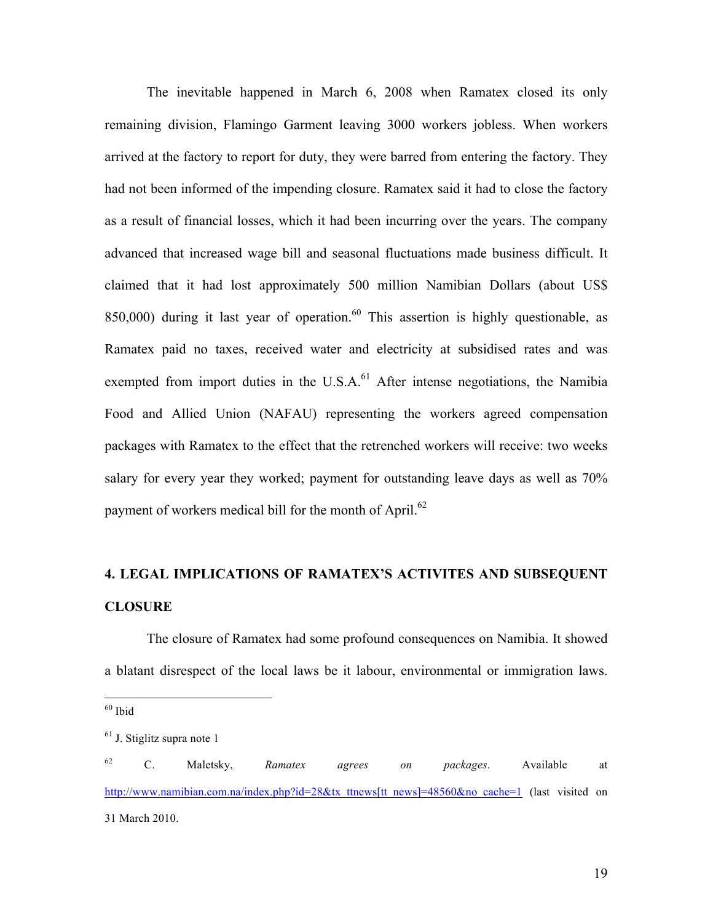The inevitable happened in March 6, 2008 when Ramatex closed its only remaining division, Flamingo Garment leaving 3000 workers jobless. When workers arrived at the factory to report for duty, they were barred from entering the factory. They had not been informed of the impending closure. Ramatex said it had to close the factory as a result of financial losses, which it had been incurring over the years. The company advanced that increased wage bill and seasonal fluctuations made business difficult. It claimed that it had lost approximately 500 million Namibian Dollars (about US$ 850,000) during it last year of operation.[60] This assertion is highly questionable, as Ramatex paid no taxes, received water and electricity at subsidised rates and was exempted from import duties in the U.S.A.[61] After intense negotiations, the Namibia Food and Allied Union (NAFAU) representing the workers agreed compensation packages with Ramatex to the effect that the retrenched workers will receive: two weeks salary for every year they worked; payment for outstanding leave days as well as 70% payment of workers medical bill for the month of April.[62]

## 4. LEGAL IMPLICATIONS OF RAMATEX'S ACTIVITES AND SUBSEQUENT CLOSURE

The closure of Ramatex had some profound consequences on Namibia. It showed a blatant disrespect of the local laws be it labour, environmental or immigration laws.

---

[60] Ibid

[61] J. Stiglitz supra note 1

[62] C. Maletsky, *Ramatex agrees on packages*. Available at http://www.namibian.com.na/index.php?id=28&tx_ttnews[tt_news]=48560&no_cache=1 (last visited on 31 March 2010.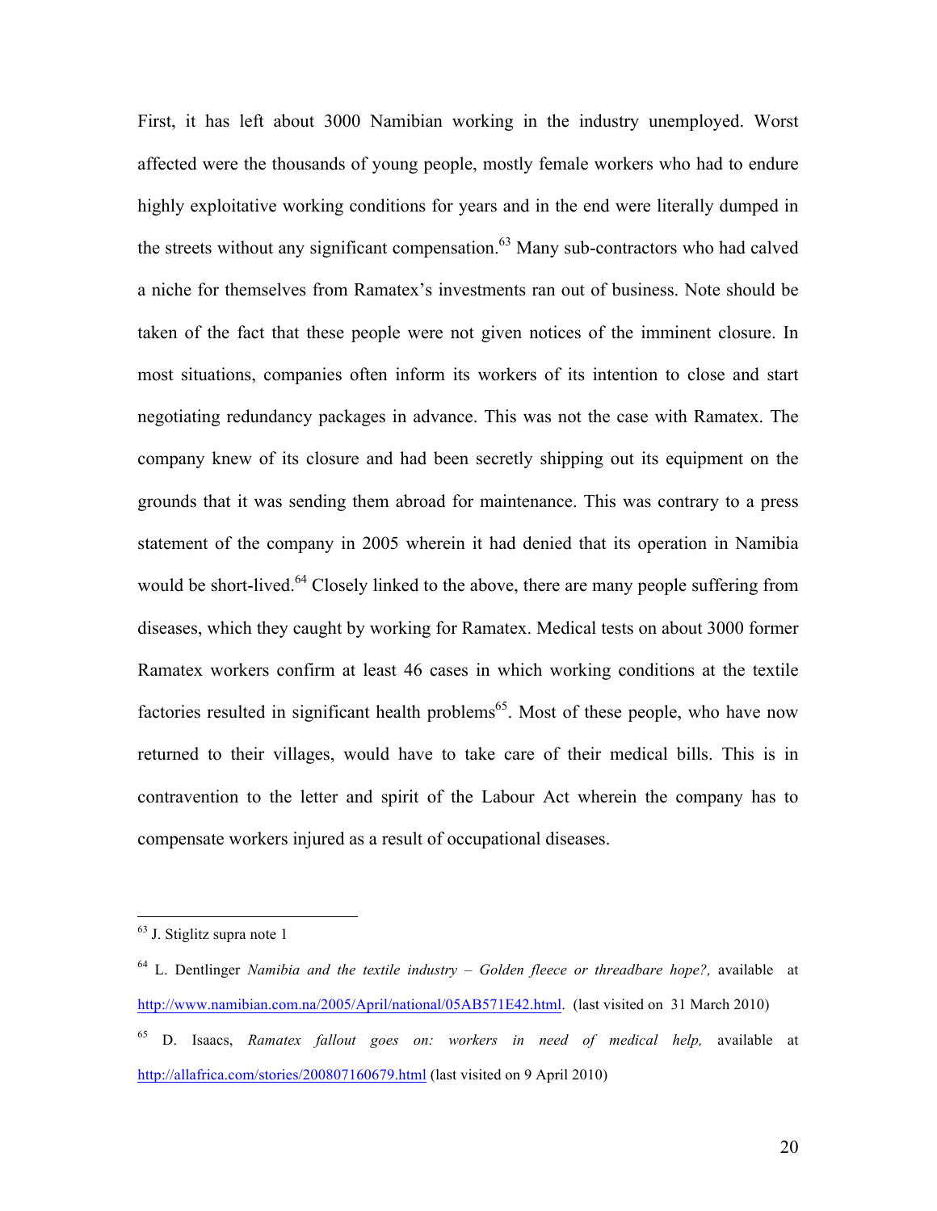First, it has left about 3000 Namibian working in the industry unemployed. Worst affected were the thousands of young people, mostly female workers who had to endure highly exploitative working conditions for years and in the end were literally dumped in the streets without any significant compensation.[63] Many sub-contractors who had calved a niche for themselves from Ramatex's investments ran out of business. Note should be taken of the fact that these people were not given notices of the imminent closure. In most situations, companies often inform its workers of its intention to close and start negotiating redundancy packages in advance. This was not the case with Ramatex. The company knew of its closure and had been secretly shipping out its equipment on the grounds that it was sending them abroad for maintenance. This was contrary to a press statement of the company in 2005 wherein it had denied that its operation in Namibia would be short-lived.[64] Closely linked to the above, there are many people suffering from diseases, which they caught by working for Ramatex. Medical tests on about 3000 former Ramatex workers confirm at least 46 cases in which working conditions at the textile factories resulted in significant health problems[65]. Most of these people, who have now returned to their villages, would have to take care of their medical bills. This is in contravention to the letter and spirit of the Labour Act wherein the company has to compensate workers injured as a result of occupational diseases.

---

[63] J. Stiglitz supra note 1

[64] L. Dentlinger *Namibia and the textile industry – Golden fleece or threadbare hope?,* available at http://www.namibian.com.na/2005/April/national/05AB571E42.html. (last visited on 31 March 2010)

[65] D. Isaacs, *Ramatex fallout goes on: workers in need of medical help,* available at http://allafrica.com/stories/200807160679.html (last visited on 9 April 2010)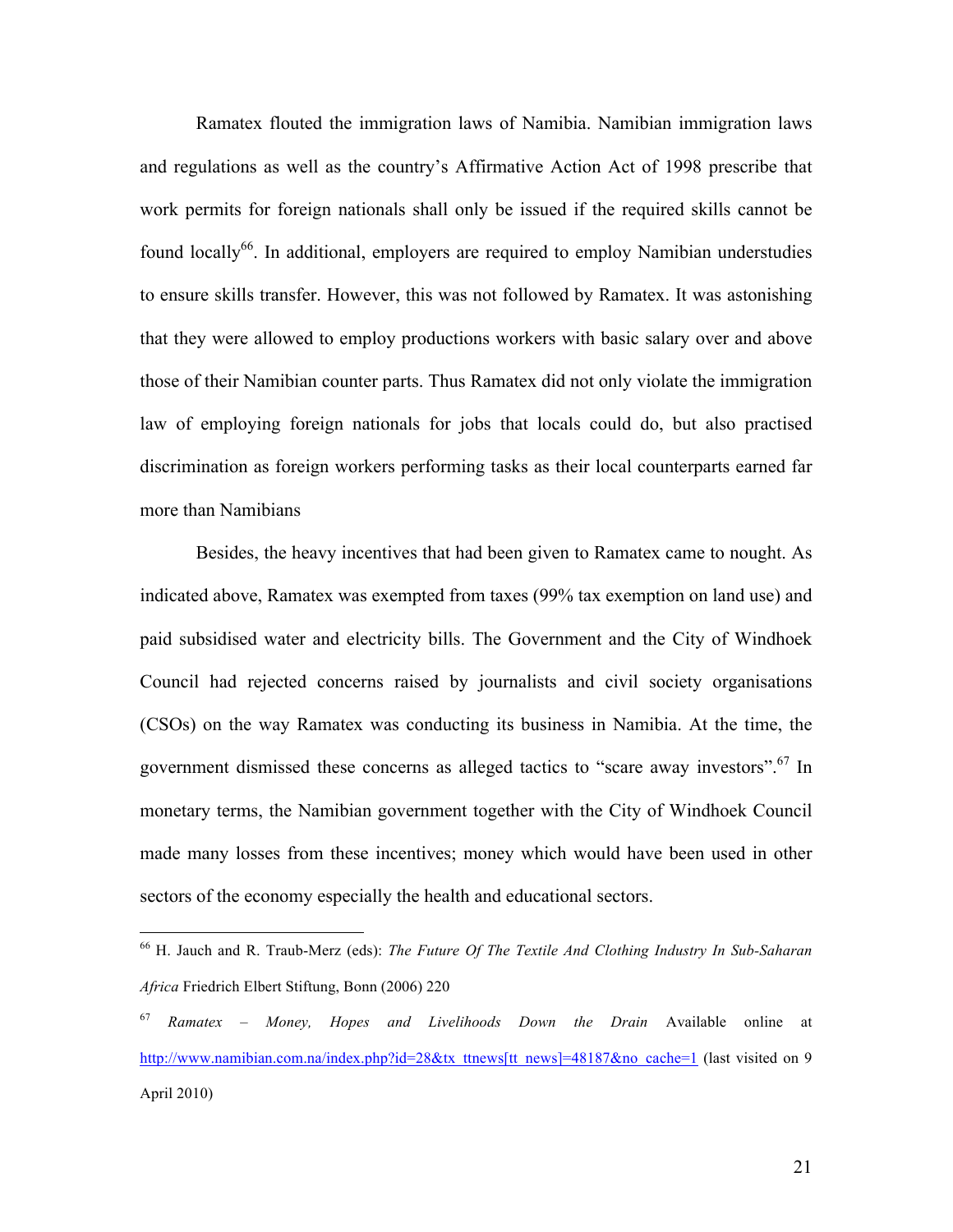Ramatex flouted the immigration laws of Namibia. Namibian immigration laws and regulations as well as the country's Affirmative Action Act of 1998 prescribe that work permits for foreign nationals shall only be issued if the required skills cannot be found locally[66]. In additional, employers are required to employ Namibian understudies to ensure skills transfer. However, this was not followed by Ramatex. It was astonishing that they were allowed to employ productions workers with basic salary over and above those of their Namibian counter parts. Thus Ramatex did not only violate the immigration law of employing foreign nationals for jobs that locals could do, but also practised discrimination as foreign workers performing tasks as their local counterparts earned far more than Namibians

Besides, the heavy incentives that had been given to Ramatex came to nought. As indicated above, Ramatex was exempted from taxes (99% tax exemption on land use) and paid subsidised water and electricity bills. The Government and the City of Windhoek Council had rejected concerns raised by journalists and civil society organisations (CSOs) on the way Ramatex was conducting its business in Namibia. At the time, the government dismissed these concerns as alleged tactics to "scare away investors".[67] In monetary terms, the Namibian government together with the City of Windhoek Council made many losses from these incentives; money which would have been used in other sectors of the economy especially the health and educational sectors.

---

[66] H. Jauch and R. Traub-Merz (eds): *The Future Of The Textile And Clothing Industry In Sub-Saharan Africa* Friedrich Elbert Stiftung, Bonn (2006) 220

[67] *Ramatex – Money, Hopes and Livelihoods Down the Drain* Available online at http://www.namibian.com.na/index.php?id=28&tx_ttnews[tt_news]=48187&no_cache=1 (last visited on 9 April 2010)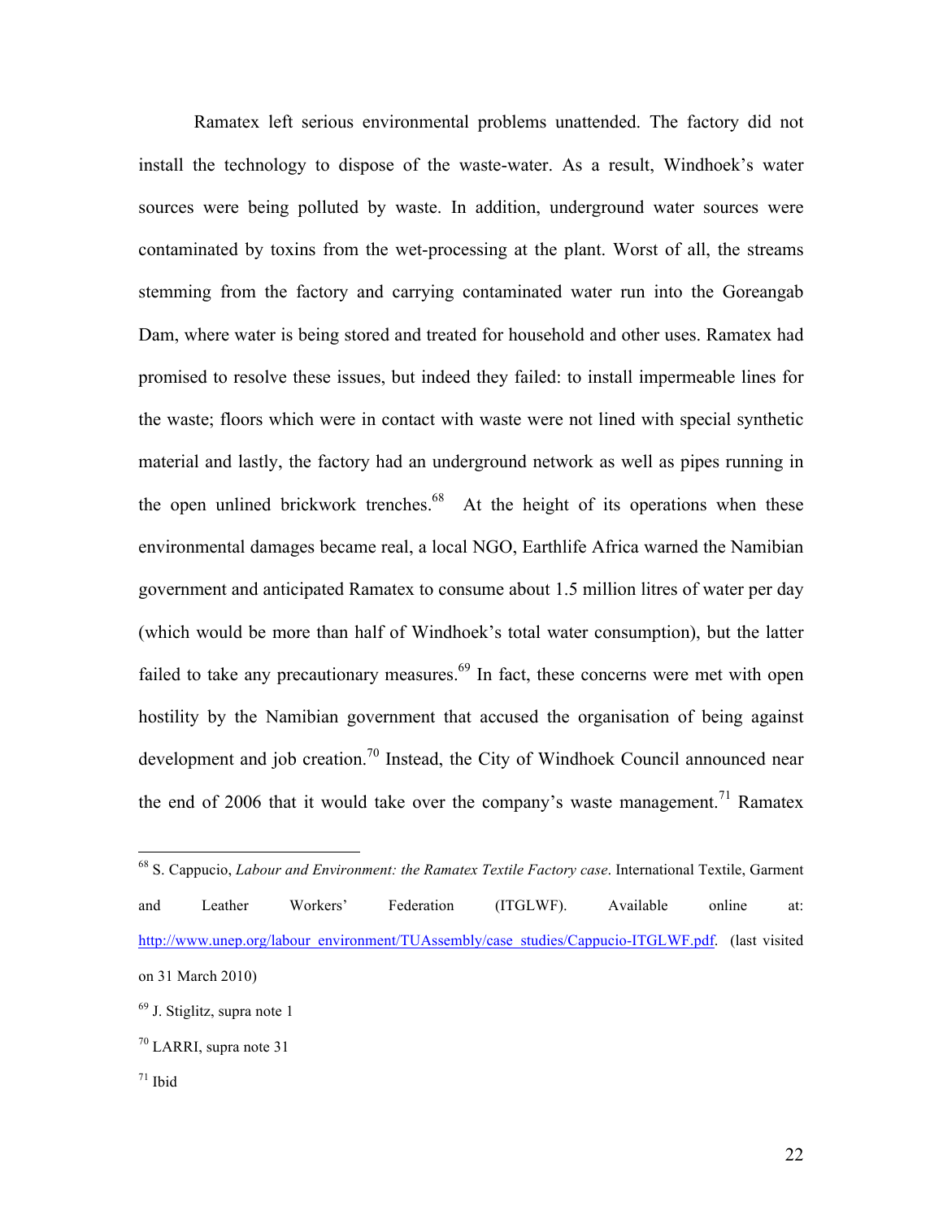Ramatex left serious environmental problems unattended. The factory did not install the technology to dispose of the waste-water. As a result, Windhoek's water sources were being polluted by waste. In addition, underground water sources were contaminated by toxins from the wet-processing at the plant. Worst of all, the streams stemming from the factory and carrying contaminated water run into the Goreangab Dam, where water is being stored and treated for household and other uses. Ramatex had promised to resolve these issues, but indeed they failed: to install impermeable lines for the waste; floors which were in contact with waste were not lined with special synthetic material and lastly, the factory had an underground network as well as pipes running in the open unlined brickwork trenches.[68] At the height of its operations when these environmental damages became real, a local NGO, Earthlife Africa warned the Namibian government and anticipated Ramatex to consume about 1.5 million litres of water per day (which would be more than half of Windhoek's total water consumption), but the latter failed to take any precautionary measures.[69] In fact, these concerns were met with open hostility by the Namibian government that accused the organisation of being against development and job creation.[70] Instead, the City of Windhoek Council announced near the end of 2006 that it would take over the company's waste management.[71] Ramatex

---

[68] S. Cappucio, *Labour and Environment: the Ramatex Textile Factory case*. International Textile, Garment and Leather Workers' Federation (ITGLWF). Available online at: http://www.unep.org/labour_environment/TUAssembly/case_studies/Cappucio-ITGLWF.pdf. (last visited on 31 March 2010)

[69] J. Stiglitz, supra note 1

[70] LARRI, supra note 31

[71] Ibid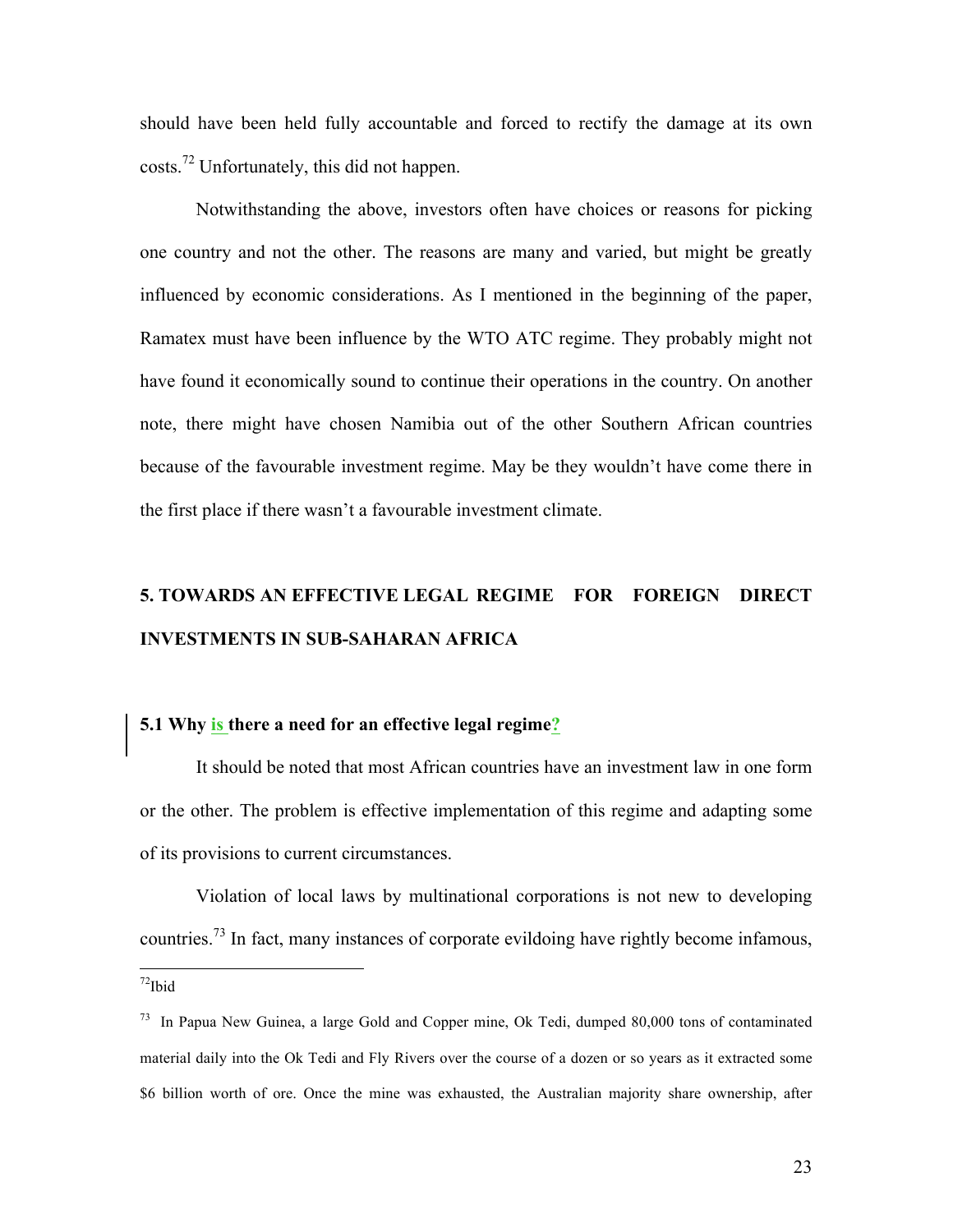should have been held fully accountable and forced to rectify the damage at its own costs.[72] Unfortunately, this did not happen.

Notwithstanding the above, investors often have choices or reasons for picking one country and not the other. The reasons are many and varied, but might be greatly influenced by economic considerations. As I mentioned in the beginning of the paper, Ramatex must have been influence by the WTO ATC regime. They probably might not have found it economically sound to continue their operations in the country. On another note, there might have chosen Namibia out of the other Southern African countries because of the favourable investment regime. May be they wouldn't have come there in the first place if there wasn't a favourable investment climate.

## 5. TOWARDS AN EFFECTIVE LEGAL REGIME FOR FOREIGN DIRECT INVESTMENTS IN SUB-SAHARAN AFRICA

### 5.1 Why is there a need for an effective legal regime?

It should be noted that most African countries have an investment law in one form or the other. The problem is effective implementation of this regime and adapting some of its provisions to current circumstances.

Violation of local laws by multinational corporations is not new to developing countries.[73] In fact, many instances of corporate evildoing have rightly become infamous,

---

[72] Ibid

[73] In Papua New Guinea, a large Gold and Copper mine, Ok Tedi, dumped 80,000 tons of contaminated material daily into the Ok Tedi and Fly Rivers over the course of a dozen or so years as it extracted some $6 billion worth of ore. Once the mine was exhausted, the Australian majority share ownership, after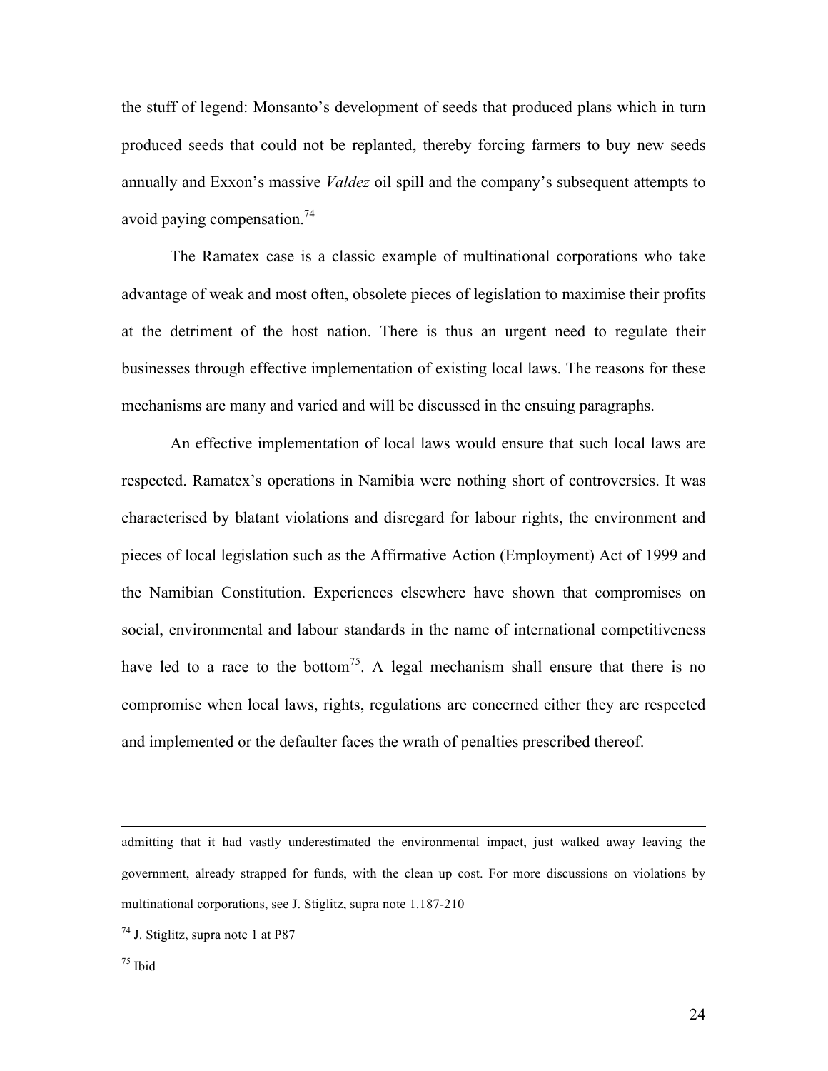the stuff of legend: Monsanto's development of seeds that produced plans which in turn produced seeds that could not be replanted, thereby forcing farmers to buy new seeds annually and Exxon's massive *Valdez* oil spill and the company's subsequent attempts to avoid paying compensation.[74]

The Ramatex case is a classic example of multinational corporations who take advantage of weak and most often, obsolete pieces of legislation to maximise their profits at the detriment of the host nation. There is thus an urgent need to regulate their businesses through effective implementation of existing local laws. The reasons for these mechanisms are many and varied and will be discussed in the ensuing paragraphs.

An effective implementation of local laws would ensure that such local laws are respected. Ramatex's operations in Namibia were nothing short of controversies. It was characterised by blatant violations and disregard for labour rights, the environment and pieces of local legislation such as the Affirmative Action (Employment) Act of 1999 and the Namibian Constitution. Experiences elsewhere have shown that compromises on social, environmental and labour standards in the name of international competitiveness have led to a race to the bottom[75]. A legal mechanism shall ensure that there is no compromise when local laws, rights, regulations are concerned either they are respected and implemented or the defaulter faces the wrath of penalties prescribed thereof.

---

admitting that it had vastly underestimated the environmental impact, just walked away leaving the government, already strapped for funds, with the clean up cost. For more discussions on violations by multinational corporations, see J. Stiglitz, supra note 1.187-210

[74] J. Stiglitz, supra note 1 at P87

[75] Ibid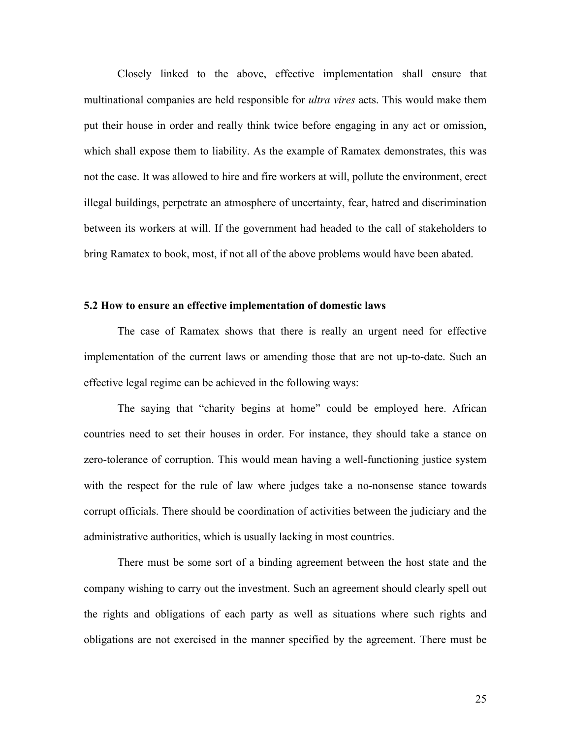Closely linked to the above, effective implementation shall ensure that multinational companies are held responsible for *ultra vires* acts. This would make them put their house in order and really think twice before engaging in any act or omission, which shall expose them to liability. As the example of Ramatex demonstrates, this was not the case. It was allowed to hire and fire workers at will, pollute the environment, erect illegal buildings, perpetrate an atmosphere of uncertainty, fear, hatred and discrimination between its workers at will. If the government had headed to the call of stakeholders to bring Ramatex to book, most, if not all of the above problems would have been abated.

### 5.2 How to ensure an effective implementation of domestic laws

The case of Ramatex shows that there is really an urgent need for effective implementation of the current laws or amending those that are not up-to-date. Such an effective legal regime can be achieved in the following ways:

The saying that "charity begins at home" could be employed here. African countries need to set their houses in order. For instance, they should take a stance on zero-tolerance of corruption. This would mean having a well-functioning justice system with the respect for the rule of law where judges take a no-nonsense stance towards corrupt officials. There should be coordination of activities between the judiciary and the administrative authorities, which is usually lacking in most countries.

There must be some sort of a binding agreement between the host state and the company wishing to carry out the investment. Such an agreement should clearly spell out the rights and obligations of each party as well as situations where such rights and obligations are not exercised in the manner specified by the agreement. There must be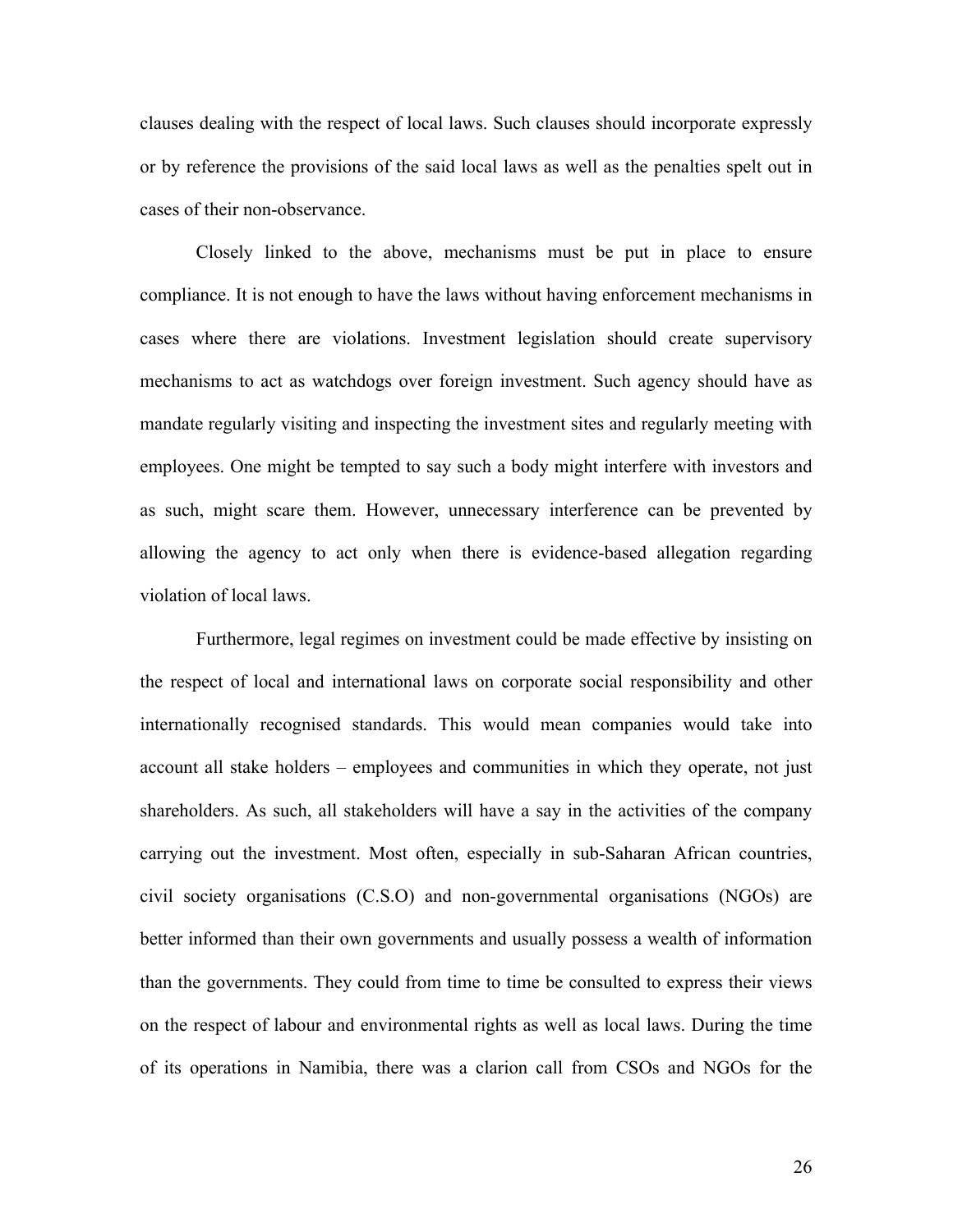clauses dealing with the respect of local laws. Such clauses should incorporate expressly or by reference the provisions of the said local laws as well as the penalties spelt out in cases of their non-observance.

Closely linked to the above, mechanisms must be put in place to ensure compliance. It is not enough to have the laws without having enforcement mechanisms in cases where there are violations. Investment legislation should create supervisory mechanisms to act as watchdogs over foreign investment. Such agency should have as mandate regularly visiting and inspecting the investment sites and regularly meeting with employees. One might be tempted to say such a body might interfere with investors and as such, might scare them. However, unnecessary interference can be prevented by allowing the agency to act only when there is evidence-based allegation regarding violation of local laws.

Furthermore, legal regimes on investment could be made effective by insisting on the respect of local and international laws on corporate social responsibility and other internationally recognised standards. This would mean companies would take into account all stake holders – employees and communities in which they operate, not just shareholders. As such, all stakeholders will have a say in the activities of the company carrying out the investment. Most often, especially in sub-Saharan African countries, civil society organisations (C.S.O) and non-governmental organisations (NGOs) are better informed than their own governments and usually possess a wealth of information than the governments. They could from time to time be consulted to express their views on the respect of labour and environmental rights as well as local laws. During the time of its operations in Namibia, there was a clarion call from CSOs and NGOs for the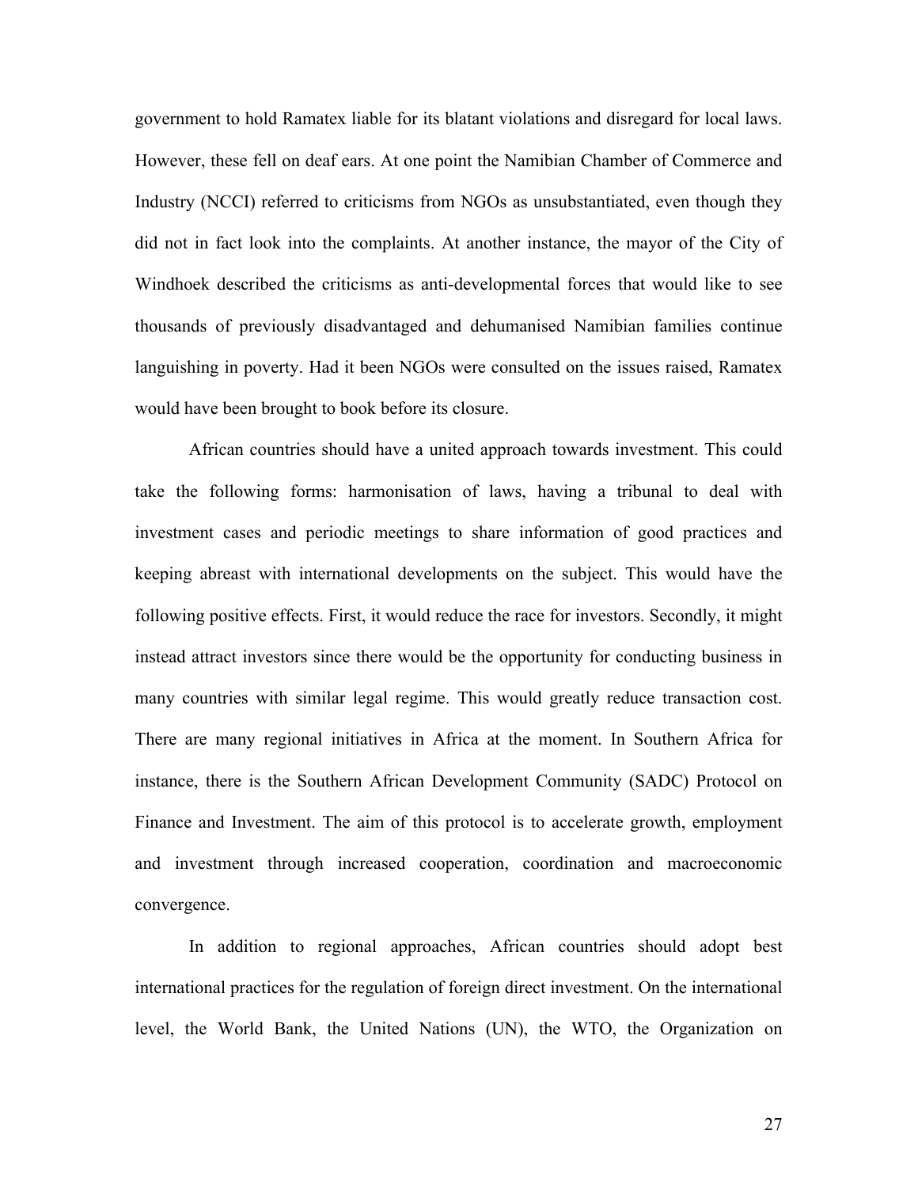government to hold Ramatex liable for its blatant violations and disregard for local laws. However, these fell on deaf ears. At one point the Namibian Chamber of Commerce and Industry (NCCI) referred to criticisms from NGOs as unsubstantiated, even though they did not in fact look into the complaints. At another instance, the mayor of the City of Windhoek described the criticisms as anti-developmental forces that would like to see thousands of previously disadvantaged and dehumanised Namibian families continue languishing in poverty. Had it been NGOs were consulted on the issues raised, Ramatex would have been brought to book before its closure.

African countries should have a united approach towards investment. This could take the following forms: harmonisation of laws, having a tribunal to deal with investment cases and periodic meetings to share information of good practices and keeping abreast with international developments on the subject. This would have the following positive effects. First, it would reduce the race for investors. Secondly, it might instead attract investors since there would be the opportunity for conducting business in many countries with similar legal regime. This would greatly reduce transaction cost. There are many regional initiatives in Africa at the moment. In Southern Africa for instance, there is the Southern African Development Community (SADC) Protocol on Finance and Investment. The aim of this protocol is to accelerate growth, employment and investment through increased cooperation, coordination and macroeconomic convergence.

In addition to regional approaches, African countries should adopt best international practices for the regulation of foreign direct investment. On the international level, the World Bank, the United Nations (UN), the WTO, the Organization on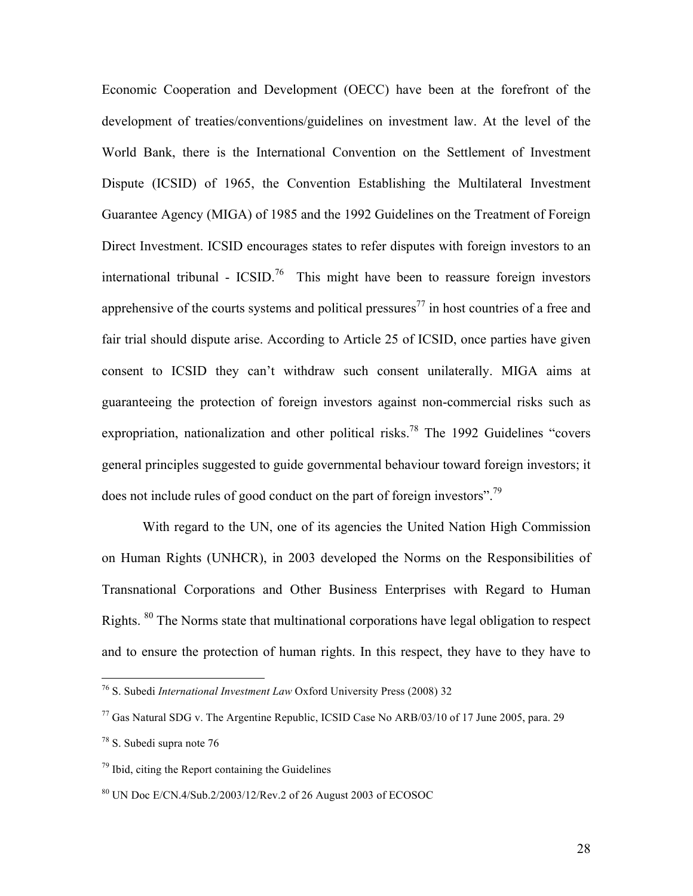Economic Cooperation and Development (OECC) have been at the forefront of the development of treaties/conventions/guidelines on investment law. At the level of the World Bank, there is the International Convention on the Settlement of Investment Dispute (ICSID) of 1965, the Convention Establishing the Multilateral Investment Guarantee Agency (MIGA) of 1985 and the 1992 Guidelines on the Treatment of Foreign Direct Investment. ICSID encourages states to refer disputes with foreign investors to an international tribunal - ICSID.[76] This might have been to reassure foreign investors apprehensive of the courts systems and political pressures[77] in host countries of a free and fair trial should dispute arise. According to Article 25 of ICSID, once parties have given consent to ICSID they can't withdraw such consent unilaterally. MIGA aims at guaranteeing the protection of foreign investors against non-commercial risks such as expropriation, nationalization and other political risks.[78] The 1992 Guidelines "covers general principles suggested to guide governmental behaviour toward foreign investors; it does not include rules of good conduct on the part of foreign investors".[79]

With regard to the UN, one of its agencies the United Nation High Commission on Human Rights (UNHCR), in 2003 developed the Norms on the Responsibilities of Transnational Corporations and Other Business Enterprises with Regard to Human Rights. [80] The Norms state that multinational corporations have legal obligation to respect and to ensure the protection of human rights. In this respect, they have to they have to

---

[76] S. Subedi *International Investment Law* Oxford University Press (2008) 32

[77] Gas Natural SDG v. The Argentine Republic, ICSID Case No ARB/03/10 of 17 June 2005, para. 29

[78] S. Subedi supra note 76

[79] Ibid, citing the Report containing the Guidelines

[80] UN Doc E/CN.4/Sub.2/2003/12/Rev.2 of 26 August 2003 of ECOSOC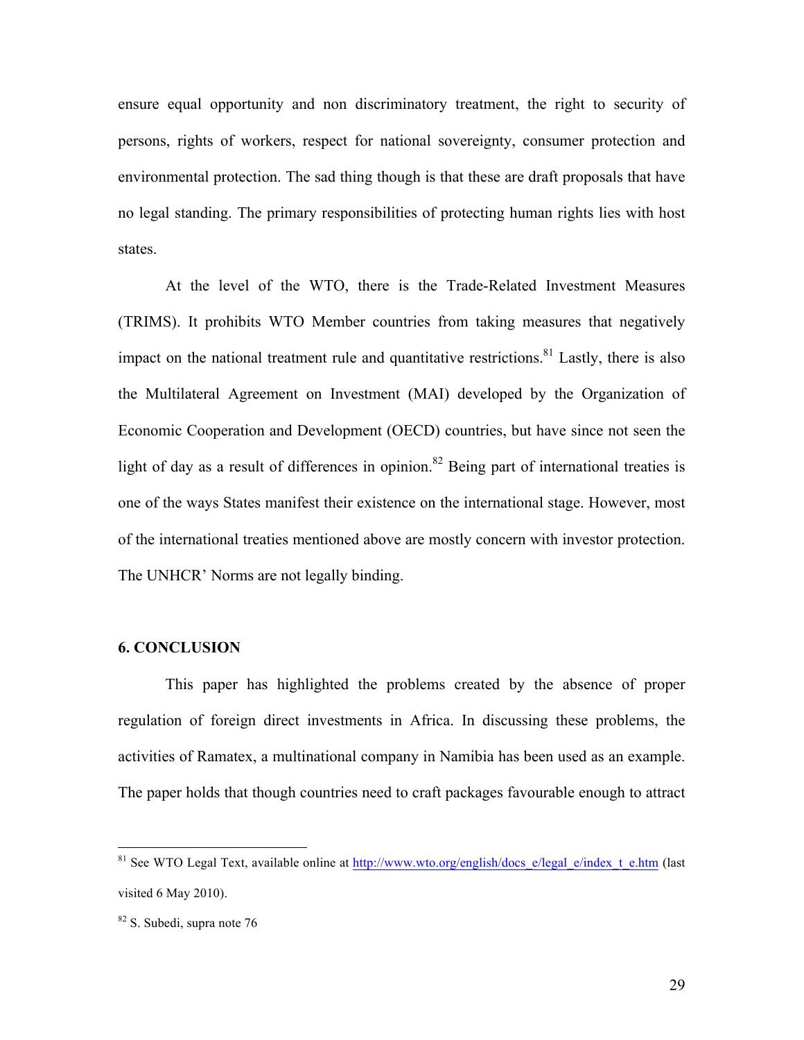ensure equal opportunity and non discriminatory treatment, the right to security of persons, rights of workers, respect for national sovereignty, consumer protection and environmental protection. The sad thing though is that these are draft proposals that have no legal standing. The primary responsibilities of protecting human rights lies with host states.

At the level of the WTO, there is the Trade-Related Investment Measures (TRIMS). It prohibits WTO Member countries from taking measures that negatively impact on the national treatment rule and quantitative restrictions.[81] Lastly, there is also the Multilateral Agreement on Investment (MAI) developed by the Organization of Economic Cooperation and Development (OECD) countries, but have since not seen the light of day as a result of differences in opinion.[82] Being part of international treaties is one of the ways States manifest their existence on the international stage. However, most of the international treaties mentioned above are mostly concern with investor protection. The UNHCR' Norms are not legally binding.

### 6. CONCLUSION

This paper has highlighted the problems created by the absence of proper regulation of foreign direct investments in Africa. In discussing these problems, the activities of Ramatex, a multinational company in Namibia has been used as an example. The paper holds that though countries need to craft packages favourable enough to attract

---

[81] See WTO Legal Text, available online at http://www.wto.org/english/docs_e/legal_e/index_t_e.htm (last visited 6 May 2010).

[82] S. Subedi, supra note 76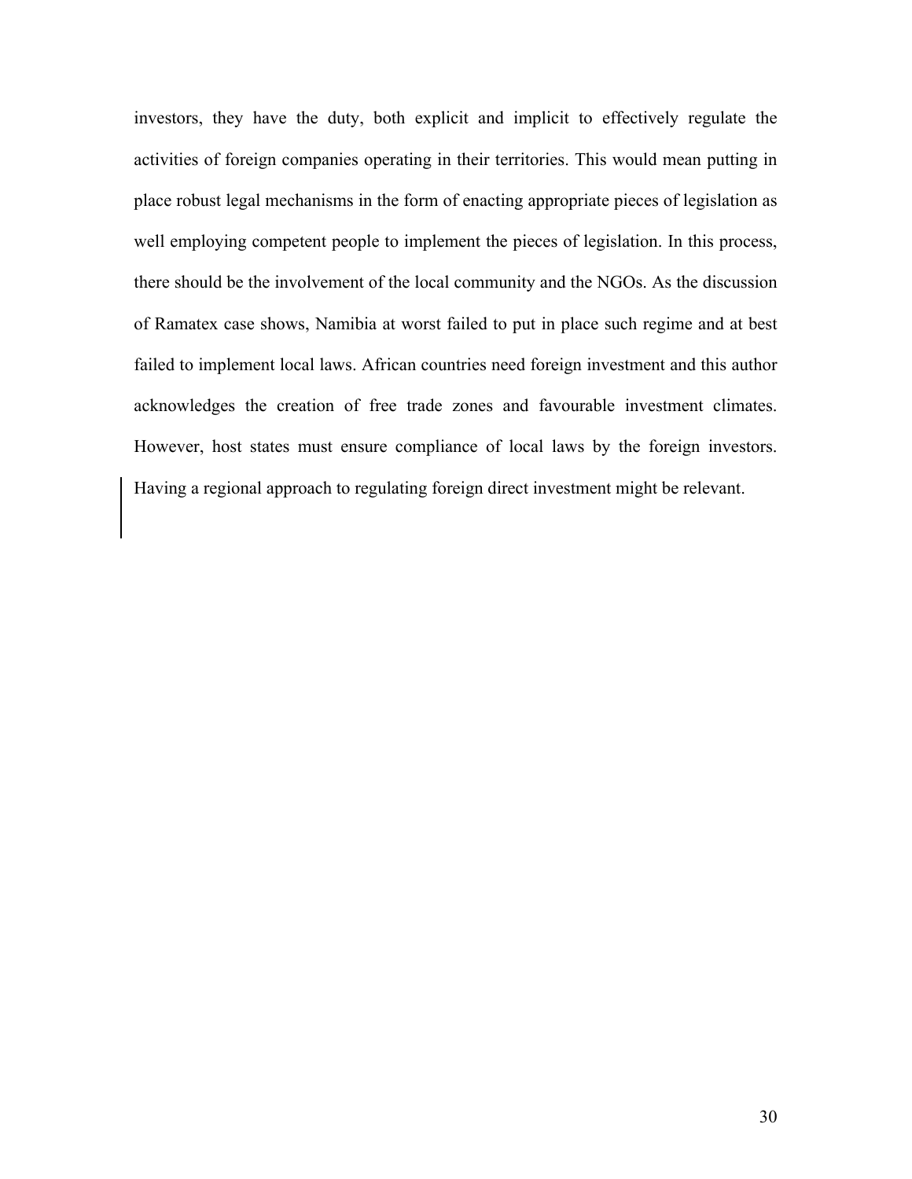investors, they have the duty, both explicit and implicit to effectively regulate the activities of foreign companies operating in their territories. This would mean putting in place robust legal mechanisms in the form of enacting appropriate pieces of legislation as well employing competent people to implement the pieces of legislation. In this process, there should be the involvement of the local community and the NGOs. As the discussion of Ramatex case shows, Namibia at worst failed to put in place such regime and at best failed to implement local laws. African countries need foreign investment and this author acknowledges the creation of free trade zones and favourable investment climates. However, host states must ensure compliance of local laws by the foreign investors. Having a regional approach to regulating foreign direct investment might be relevant.